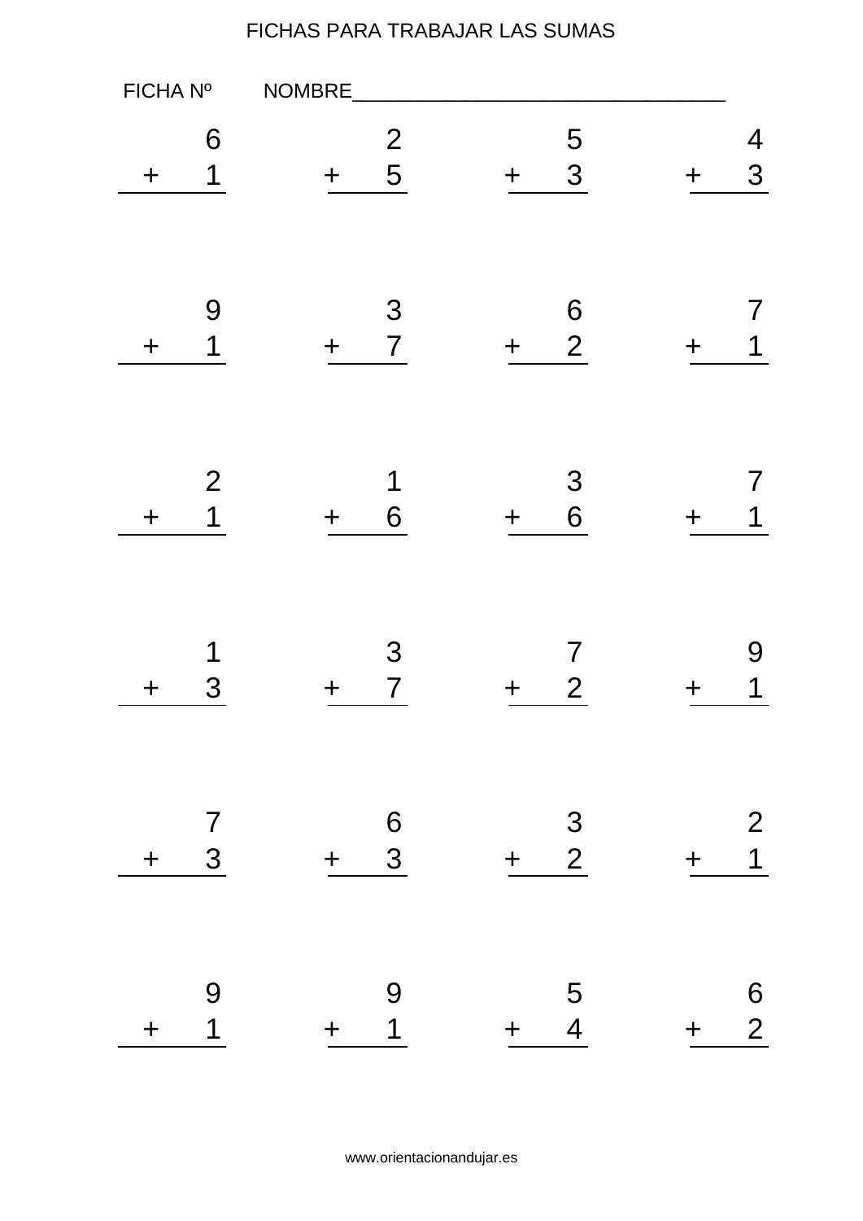FICHAS PARA TRABAJAR LAS SUMAS

FICHA Nº NOMBRE_________________________________

$$\begin{array}{r} 6 \\ +\ 1 \\ \hline \end{array} \qquad \begin{array}{r} 2 \\ +\ 5 \\ \hline \end{array} \qquad \begin{array}{r} 5 \\ +\ 3 \\ \hline \end{array} \qquad \begin{array}{r} 4 \\ +\ 3 \\ \hline \end{array}$$

$$\begin{array}{r} 9 \\ +\ 1 \\ \hline \end{array} \qquad \begin{array}{r} 3 \\ +\ 7 \\ \hline \end{array} \qquad \begin{array}{r} 6 \\ +\ 2 \\ \hline \end{array} \qquad \begin{array}{r} 7 \\ +\ 1 \\ \hline \end{array}$$

$$\begin{array}{r} 2 \\ +\ 1 \\ \hline \end{array} \qquad \begin{array}{r} 1 \\ +\ 6 \\ \hline \end{array} \qquad \begin{array}{r} 3 \\ +\ 6 \\ \hline \end{array} \qquad \begin{array}{r} 7 \\ +\ 1 \\ \hline \end{array}$$

$$\begin{array}{r} 1 \\ +\ 3 \\ \hline \end{array} \qquad \begin{array}{r} 3 \\ +\ 7 \\ \hline \end{array} \qquad \begin{array}{r} 7 \\ +\ 2 \\ \hline \end{array} \qquad \begin{array}{r} 9 \\ +\ 1 \\ \hline \end{array}$$

$$\begin{array}{r} 7 \\ +\ 3 \\ \hline \end{array} \qquad \begin{array}{r} 6 \\ +\ 3 \\ \hline \end{array} \qquad \begin{array}{r} 3 \\ +\ 2 \\ \hline \end{array} \qquad \begin{array}{r} 2 \\ +\ 1 \\ \hline \end{array}$$

$$\begin{array}{r} 9 \\ +\ 1 \\ \hline \end{array} \qquad \begin{array}{r} 9 \\ +\ 1 \\ \hline \end{array} \qquad \begin{array}{r} 5 \\ +\ 4 \\ \hline \end{array} \qquad \begin{array}{r} 6 \\ +\ 2 \\ \hline \end{array}$$

www.orientacionandujar.es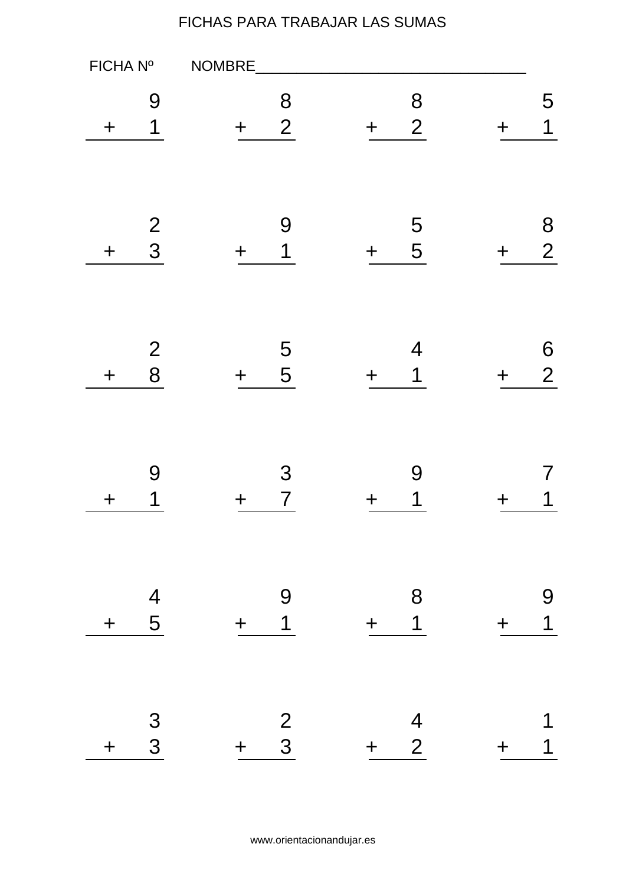# FICHAS PARA TRABAJAR LAS SUMAS

FICHA Nº NOMBRE___________________________________

$$\begin{array}{r} 9 \\ +\ 1 \\ \hline \end{array} \qquad \begin{array}{r} 8 \\ +\ 2 \\ \hline \end{array} \qquad \begin{array}{r} 8 \\ +\ 2 \\ \hline \end{array} \qquad \begin{array}{r} 5 \\ +\ 1 \\ \hline \end{array}$$

$$\begin{array}{r} 2 \\ +\ 3 \\ \hline \end{array} \qquad \begin{array}{r} 9 \\ +\ 1 \\ \hline \end{array} \qquad \begin{array}{r} 5 \\ +\ 5 \\ \hline \end{array} \qquad \begin{array}{r} 8 \\ +\ 2 \\ \hline \end{array}$$

$$\begin{array}{r} 2 \\ +\ 8 \\ \hline \end{array} \qquad \begin{array}{r} 5 \\ +\ 5 \\ \hline \end{array} \qquad \begin{array}{r} 4 \\ +\ 1 \\ \hline \end{array} \qquad \begin{array}{r} 6 \\ +\ 2 \\ \hline \end{array}$$

$$\begin{array}{r} 9 \\ +\ 1 \\ \hline \end{array} \qquad \begin{array}{r} 3 \\ +\ 7 \\ \hline \end{array} \qquad \begin{array}{r} 9 \\ +\ 1 \\ \hline \end{array} \qquad \begin{array}{r} 7 \\ +\ 1 \\ \hline \end{array}$$

$$\begin{array}{r} 4 \\ +\ 5 \\ \hline \end{array} \qquad \begin{array}{r} 9 \\ +\ 1 \\ \hline \end{array} \qquad \begin{array}{r} 8 \\ +\ 1 \\ \hline \end{array} \qquad \begin{array}{r} 9 \\ +\ 1 \\ \hline \end{array}$$

$$\begin{array}{r} 3 \\ +\ 3 \\ \hline \end{array} \qquad \begin{array}{r} 2 \\ +\ 3 \\ \hline \end{array} \qquad \begin{array}{r} 4 \\ +\ 2 \\ \hline \end{array} \qquad \begin{array}{r} 1 \\ +\ 1 \\ \hline \end{array}$$

www.orientacionandujar.es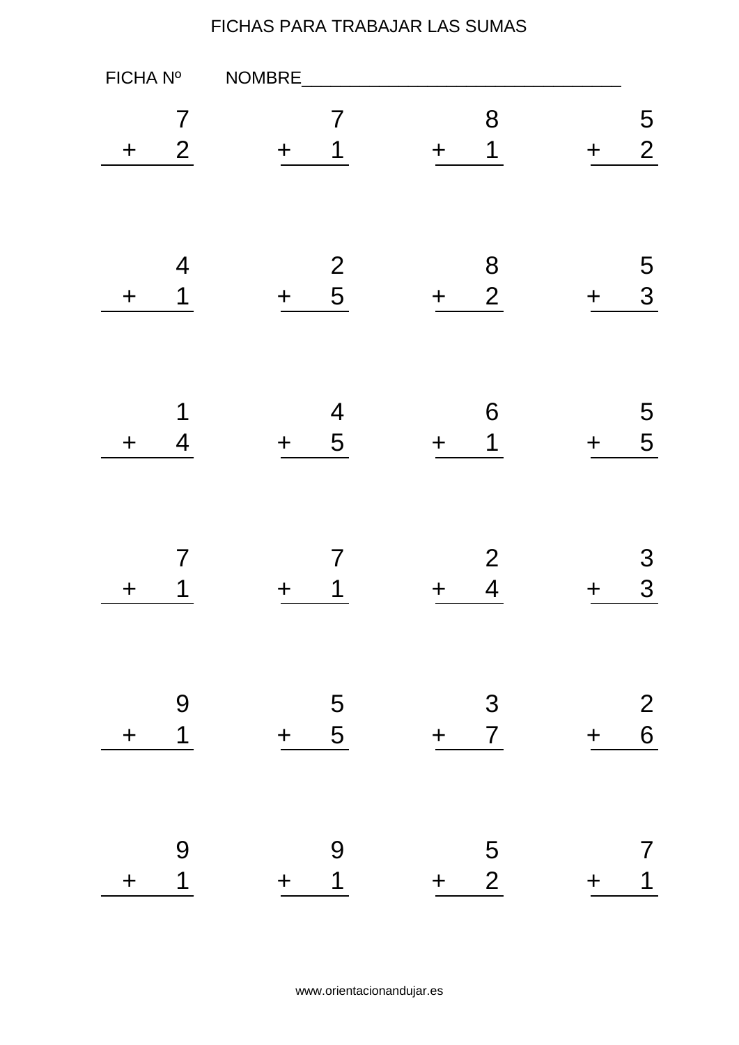FICHAS PARA TRABAJAR LAS SUMAS

FICHA Nº NOMBRE_________________________________

$$\begin{array}{r} 7 \\ +\ 2 \\ \hline \end{array} \qquad \begin{array}{r} 7 \\ +\ 1 \\ \hline \end{array} \qquad \begin{array}{r} 8 \\ +\ 1 \\ \hline \end{array} \qquad \begin{array}{r} 5 \\ +\ 2 \\ \hline \end{array}$$

$$\begin{array}{r} 4 \\ +\ 1 \\ \hline \end{array} \qquad \begin{array}{r} 2 \\ +\ 5 \\ \hline \end{array} \qquad \begin{array}{r} 8 \\ +\ 2 \\ \hline \end{array} \qquad \begin{array}{r} 5 \\ +\ 3 \\ \hline \end{array}$$

$$\begin{array}{r} 1 \\ +\ 4 \\ \hline \end{array} \qquad \begin{array}{r} 4 \\ +\ 5 \\ \hline \end{array} \qquad \begin{array}{r} 6 \\ +\ 1 \\ \hline \end{array} \qquad \begin{array}{r} 5 \\ +\ 5 \\ \hline \end{array}$$

$$\begin{array}{r} 7 \\ +\ 1 \\ \hline \end{array} \qquad \begin{array}{r} 7 \\ +\ 1 \\ \hline \end{array} \qquad \begin{array}{r} 2 \\ +\ 4 \\ \hline \end{array} \qquad \begin{array}{r} 3 \\ +\ 3 \\ \hline \end{array}$$

$$\begin{array}{r} 9 \\ +\ 1 \\ \hline \end{array} \qquad \begin{array}{r} 5 \\ +\ 5 \\ \hline \end{array} \qquad \begin{array}{r} 3 \\ +\ 7 \\ \hline \end{array} \qquad \begin{array}{r} 2 \\ +\ 6 \\ \hline \end{array}$$

$$\begin{array}{r} 9 \\ +\ 1 \\ \hline \end{array} \qquad \begin{array}{r} 9 \\ +\ 1 \\ \hline \end{array} \qquad \begin{array}{r} 5 \\ +\ 2 \\ \hline \end{array} \qquad \begin{array}{r} 7 \\ +\ 1 \\ \hline \end{array}$$

www.orientacionandujar.es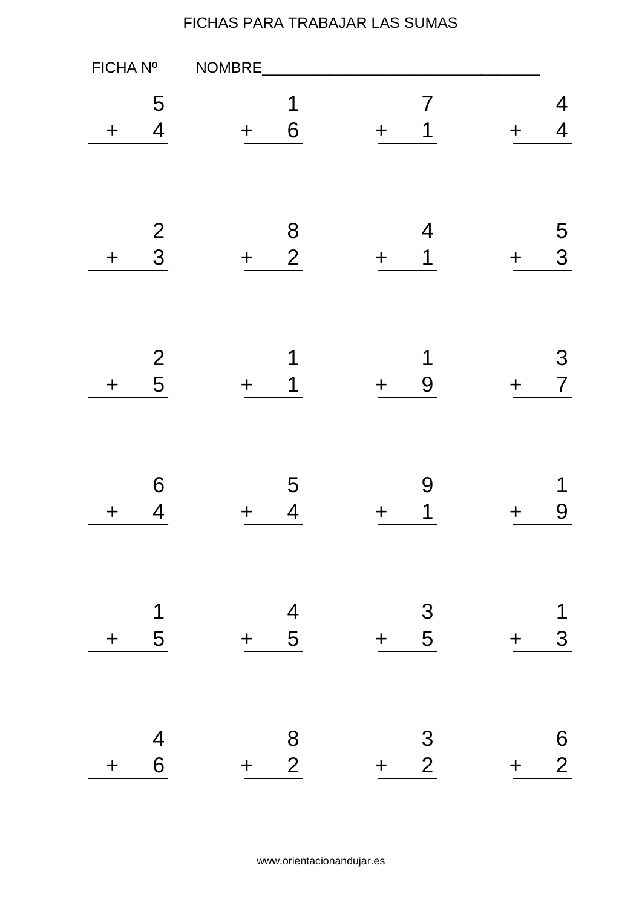# FICHAS PARA TRABAJAR LAS SUMAS

FICHA Nº NOMBRE___________________________________

$$\begin{array}{r} 5 \\ +\ 4 \\ \hline \end{array} \qquad \begin{array}{r} 1 \\ +\ 6 \\ \hline \end{array} \qquad \begin{array}{r} 7 \\ +\ 1 \\ \hline \end{array} \qquad \begin{array}{r} 4 \\ +\ 4 \\ \hline \end{array}$$

$$\begin{array}{r} 2 \\ +\ 3 \\ \hline \end{array} \qquad \begin{array}{r} 8 \\ +\ 2 \\ \hline \end{array} \qquad \begin{array}{r} 4 \\ +\ 1 \\ \hline \end{array} \qquad \begin{array}{r} 5 \\ +\ 3 \\ \hline \end{array}$$

$$\begin{array}{r} 2 \\ +\ 5 \\ \hline \end{array} \qquad \begin{array}{r} 1 \\ +\ 1 \\ \hline \end{array} \qquad \begin{array}{r} 1 \\ +\ 9 \\ \hline \end{array} \qquad \begin{array}{r} 3 \\ +\ 7 \\ \hline \end{array}$$

$$\begin{array}{r} 6 \\ +\ 4 \\ \hline \end{array} \qquad \begin{array}{r} 5 \\ +\ 4 \\ \hline \end{array} \qquad \begin{array}{r} 9 \\ +\ 1 \\ \hline \end{array} \qquad \begin{array}{r} 1 \\ +\ 9 \\ \hline \end{array}$$

$$\begin{array}{r} 1 \\ +\ 5 \\ \hline \end{array} \qquad \begin{array}{r} 4 \\ +\ 5 \\ \hline \end{array} \qquad \begin{array}{r} 3 \\ +\ 5 \\ \hline \end{array} \qquad \begin{array}{r} 1 \\ +\ 3 \\ \hline \end{array}$$

$$\begin{array}{r} 4 \\ +\ 6 \\ \hline \end{array} \qquad \begin{array}{r} 8 \\ +\ 2 \\ \hline \end{array} \qquad \begin{array}{r} 3 \\ +\ 2 \\ \hline \end{array} \qquad \begin{array}{r} 6 \\ +\ 2 \\ \hline \end{array}$$

www.orientacionandujar.es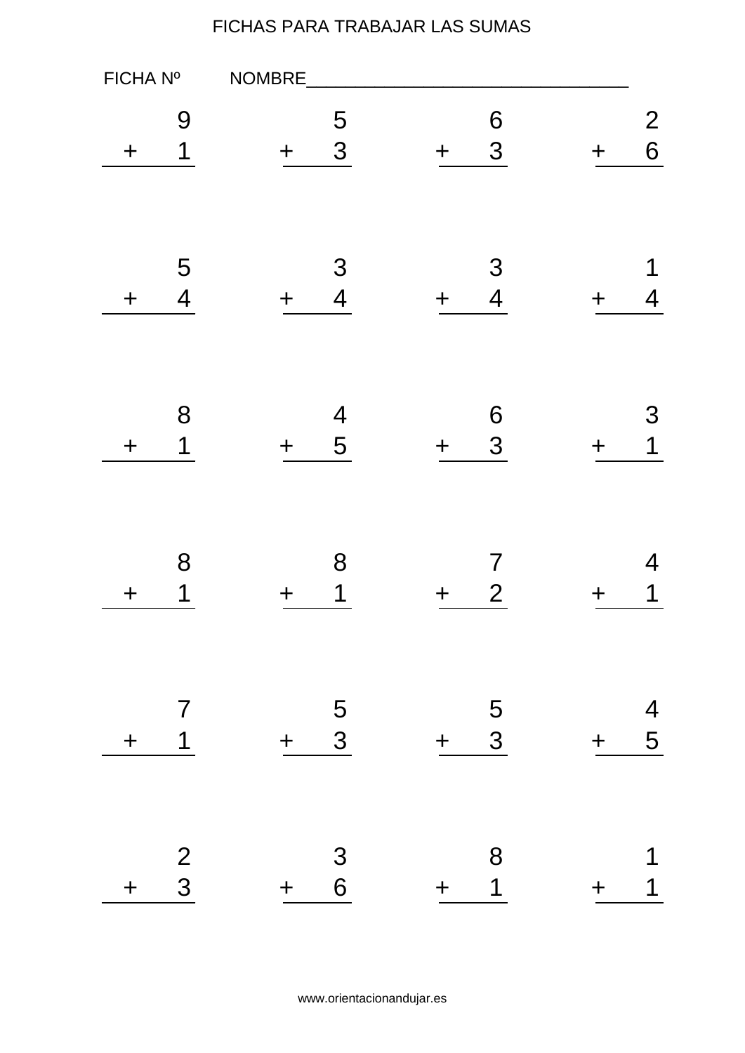FICHAS PARA TRABAJAR LAS SUMAS

FICHA Nº NOMBRE___________________________________

| | | | |
|---|---|---|---|
| $9 + 1$ | $5 + 3$ | $6 + 3$ | $2 + 6$ |
| $5 + 4$ | $3 + 4$ | $3 + 4$ | $1 + 4$ |
| $8 + 1$ | $4 + 5$ | $6 + 3$ | $3 + 1$ |
| $8 + 1$ | $8 + 1$ | $7 + 2$ | $4 + 1$ |
| $7 + 1$ | $5 + 3$ | $5 + 3$ | $4 + 5$ |
| $2 + 3$ | $3 + 6$ | $8 + 1$ | $1 + 1$ |

www.orientacionandujar.es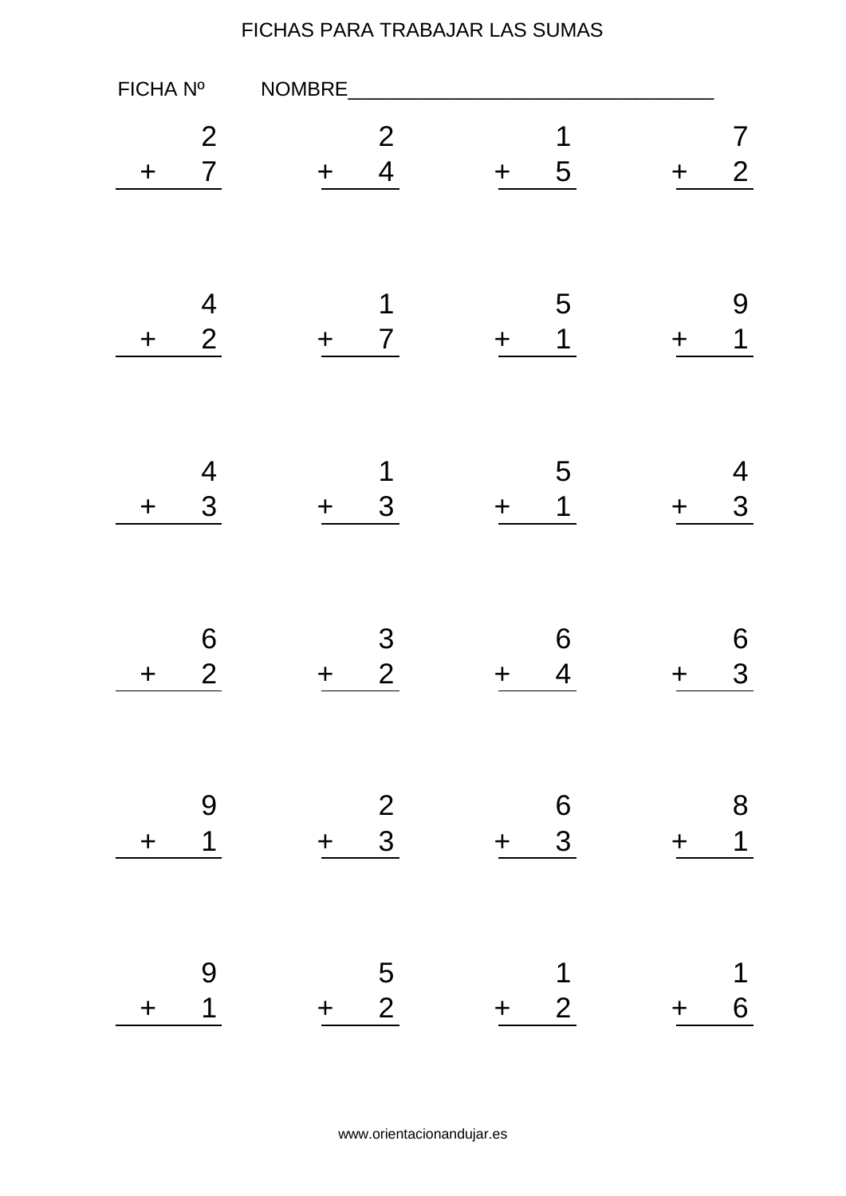# FICHAS PARA TRABAJAR LAS SUMAS

FICHA Nº NOMBRE__________________________________

$$\begin{array}{r} 2 \\ +\ 7 \\ \hline \end{array} \qquad \begin{array}{r} 2 \\ +\ 4 \\ \hline \end{array} \qquad \begin{array}{r} 1 \\ +\ 5 \\ \hline \end{array} \qquad \begin{array}{r} 7 \\ +\ 2 \\ \hline \end{array}$$

$$\begin{array}{r} 4 \\ +\ 2 \\ \hline \end{array} \qquad \begin{array}{r} 1 \\ +\ 7 \\ \hline \end{array} \qquad \begin{array}{r} 5 \\ +\ 1 \\ \hline \end{array} \qquad \begin{array}{r} 9 \\ +\ 1 \\ \hline \end{array}$$

$$\begin{array}{r} 4 \\ +\ 3 \\ \hline \end{array} \qquad \begin{array}{r} 1 \\ +\ 3 \\ \hline \end{array} \qquad \begin{array}{r} 5 \\ +\ 1 \\ \hline \end{array} \qquad \begin{array}{r} 4 \\ +\ 3 \\ \hline \end{array}$$

$$\begin{array}{r} 6 \\ +\ 2 \\ \hline \end{array} \qquad \begin{array}{r} 3 \\ +\ 2 \\ \hline \end{array} \qquad \begin{array}{r} 6 \\ +\ 4 \\ \hline \end{array} \qquad \begin{array}{r} 6 \\ +\ 3 \\ \hline \end{array}$$

$$\begin{array}{r} 9 \\ +\ 1 \\ \hline \end{array} \qquad \begin{array}{r} 2 \\ +\ 3 \\ \hline \end{array} \qquad \begin{array}{r} 6 \\ +\ 3 \\ \hline \end{array} \qquad \begin{array}{r} 8 \\ +\ 1 \\ \hline \end{array}$$

$$\begin{array}{r} 9 \\ +\ 1 \\ \hline \end{array} \qquad \begin{array}{r} 5 \\ +\ 2 \\ \hline \end{array} \qquad \begin{array}{r} 1 \\ +\ 2 \\ \hline \end{array} \qquad \begin{array}{r} 1 \\ +\ 6 \\ \hline \end{array}$$

www.orientacionandujar.es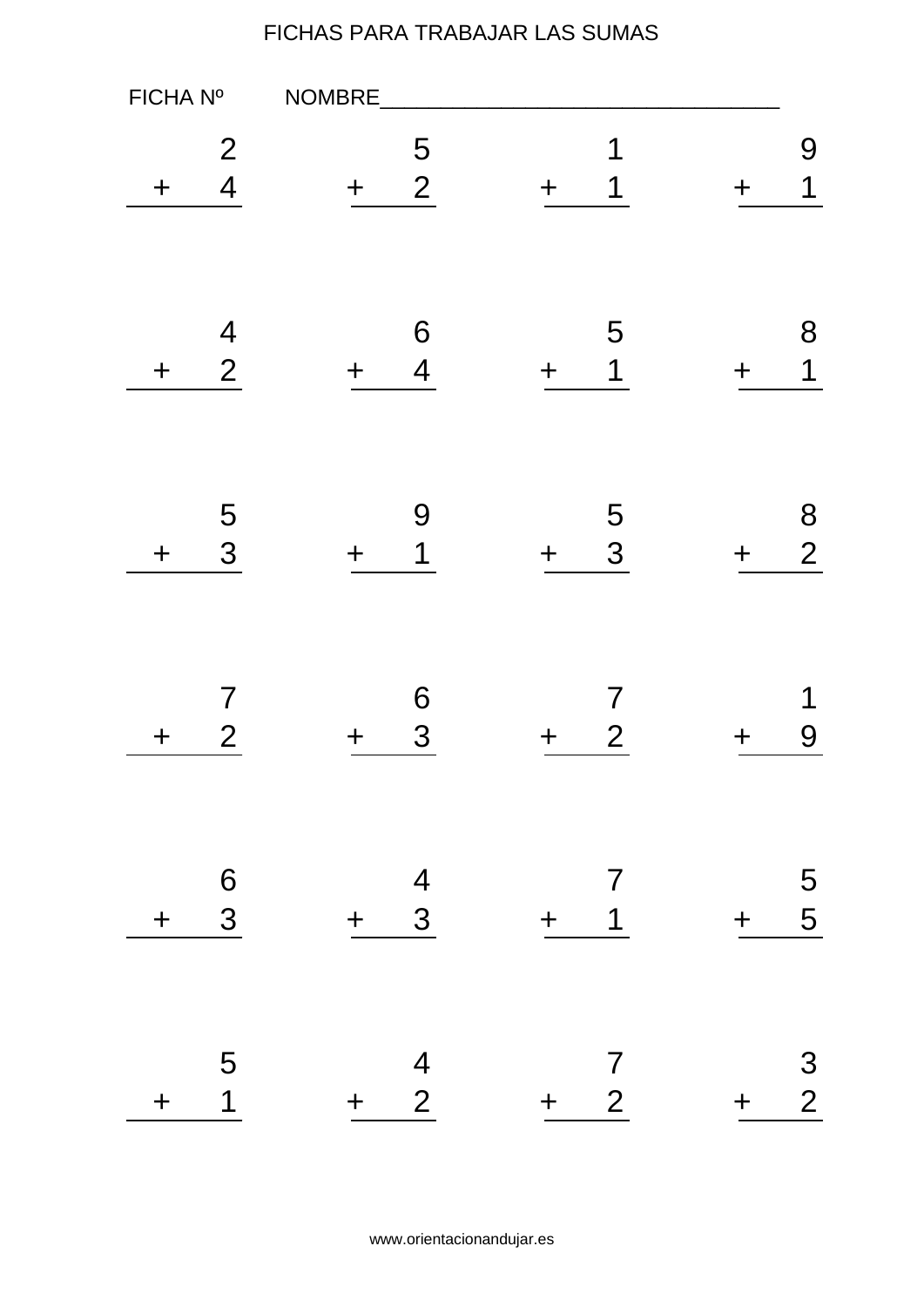# FICHAS PARA TRABAJAR LAS SUMAS

FICHA Nº NOMBRE___________________________________

$$\begin{array}{r} 2 \\ +\ 4 \\ \hline \end{array} \qquad \begin{array}{r} 5 \\ +\ 2 \\ \hline \end{array} \qquad \begin{array}{r} 1 \\ +\ 1 \\ \hline \end{array} \qquad \begin{array}{r} 9 \\ +\ 1 \\ \hline \end{array}$$

$$\begin{array}{r} 4 \\ +\ 2 \\ \hline \end{array} \qquad \begin{array}{r} 6 \\ +\ 4 \\ \hline \end{array} \qquad \begin{array}{r} 5 \\ +\ 1 \\ \hline \end{array} \qquad \begin{array}{r} 8 \\ +\ 1 \\ \hline \end{array}$$

$$\begin{array}{r} 5 \\ +\ 3 \\ \hline \end{array} \qquad \begin{array}{r} 9 \\ +\ 1 \\ \hline \end{array} \qquad \begin{array}{r} 5 \\ +\ 3 \\ \hline \end{array} \qquad \begin{array}{r} 8 \\ +\ 2 \\ \hline \end{array}$$

$$\begin{array}{r} 7 \\ +\ 2 \\ \hline \end{array} \qquad \begin{array}{r} 6 \\ +\ 3 \\ \hline \end{array} \qquad \begin{array}{r} 7 \\ +\ 2 \\ \hline \end{array} \qquad \begin{array}{r} 1 \\ +\ 9 \\ \hline \end{array}$$

$$\begin{array}{r} 6 \\ +\ 3 \\ \hline \end{array} \qquad \begin{array}{r} 4 \\ +\ 3 \\ \hline \end{array} \qquad \begin{array}{r} 7 \\ +\ 1 \\ \hline \end{array} \qquad \begin{array}{r} 5 \\ +\ 5 \\ \hline \end{array}$$

$$\begin{array}{r} 5 \\ +\ 1 \\ \hline \end{array} \qquad \begin{array}{r} 4 \\ +\ 2 \\ \hline \end{array} \qquad \begin{array}{r} 7 \\ +\ 2 \\ \hline \end{array} \qquad \begin{array}{r} 3 \\ +\ 2 \\ \hline \end{array}$$

www.orientacionandujar.es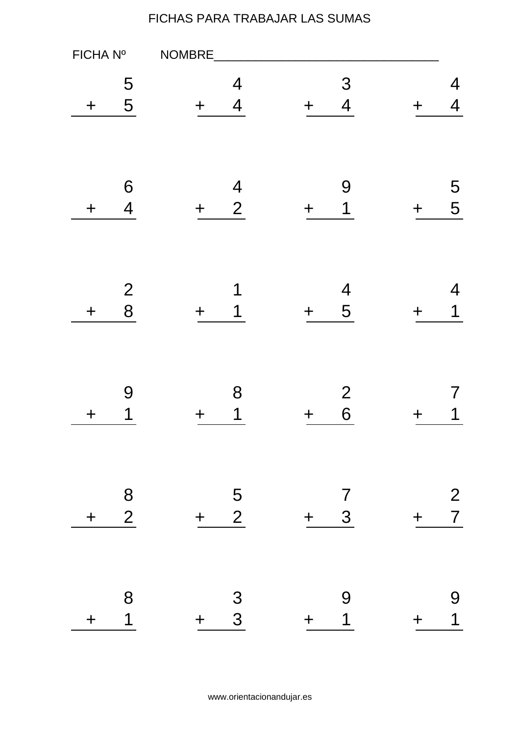FICHAS PARA TRABAJAR LAS SUMAS

FICHA Nº NOMBRE___________________________________

$$\begin{array}{r} 5 \\ +\ 5 \\ \hline \end{array} \qquad \begin{array}{r} 4 \\ +\ 4 \\ \hline \end{array} \qquad \begin{array}{r} 3 \\ +\ 4 \\ \hline \end{array} \qquad \begin{array}{r} 4 \\ +\ 4 \\ \hline \end{array}$$

$$\begin{array}{r} 6 \\ +\ 4 \\ \hline \end{array} \qquad \begin{array}{r} 4 \\ +\ 2 \\ \hline \end{array} \qquad \begin{array}{r} 9 \\ +\ 1 \\ \hline \end{array} \qquad \begin{array}{r} 5 \\ +\ 5 \\ \hline \end{array}$$

$$\begin{array}{r} 2 \\ +\ 8 \\ \hline \end{array} \qquad \begin{array}{r} 1 \\ +\ 1 \\ \hline \end{array} \qquad \begin{array}{r} 4 \\ +\ 5 \\ \hline \end{array} \qquad \begin{array}{r} 4 \\ +\ 1 \\ \hline \end{array}$$

$$\begin{array}{r} 9 \\ +\ 1 \\ \hline \end{array} \qquad \begin{array}{r} 8 \\ +\ 1 \\ \hline \end{array} \qquad \begin{array}{r} 2 \\ +\ 6 \\ \hline \end{array} \qquad \begin{array}{r} 7 \\ +\ 1 \\ \hline \end{array}$$

$$\begin{array}{r} 8 \\ +\ 2 \\ \hline \end{array} \qquad \begin{array}{r} 5 \\ +\ 2 \\ \hline \end{array} \qquad \begin{array}{r} 7 \\ +\ 3 \\ \hline \end{array} \qquad \begin{array}{r} 2 \\ +\ 7 \\ \hline \end{array}$$

$$\begin{array}{r} 8 \\ +\ 1 \\ \hline \end{array} \qquad \begin{array}{r} 3 \\ +\ 3 \\ \hline \end{array} \qquad \begin{array}{r} 9 \\ +\ 1 \\ \hline \end{array} \qquad \begin{array}{r} 9 \\ +\ 1 \\ \hline \end{array}$$

www.orientacionandujar.es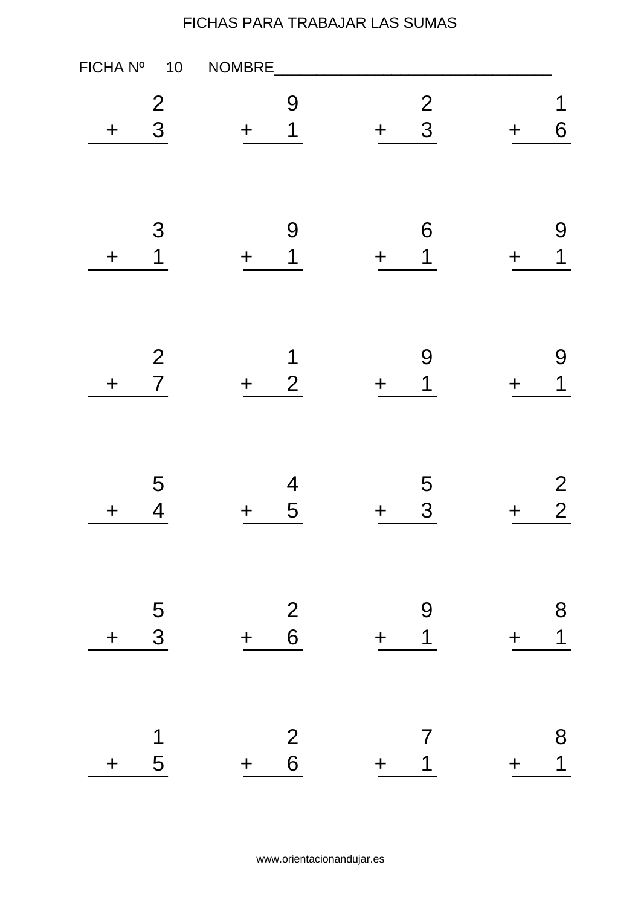# FICHAS PARA TRABAJAR LAS SUMAS

FICHA Nº 10 NOMBRE__________________________________

| | | | |
|---|---|---|---|
| $\begin{array}{r} 2 \\ +\ 3 \\ \hline \end{array}$ | $\begin{array}{r} 9 \\ +\ 1 \\ \hline \end{array}$ | $\begin{array}{r} 2 \\ +\ 3 \\ \hline \end{array}$ | $\begin{array}{r} 1 \\ +\ 6 \\ \hline \end{array}$ |
| $\begin{array}{r} 3 \\ +\ 1 \\ \hline \end{array}$ | $\begin{array}{r} 9 \\ +\ 1 \\ \hline \end{array}$ | $\begin{array}{r} 6 \\ +\ 1 \\ \hline \end{array}$ | $\begin{array}{r} 9 \\ +\ 1 \\ \hline \end{array}$ |
| $\begin{array}{r} 2 \\ +\ 7 \\ \hline \end{array}$ | $\begin{array}{r} 1 \\ +\ 2 \\ \hline \end{array}$ | $\begin{array}{r} 9 \\ +\ 1 \\ \hline \end{array}$ | $\begin{array}{r} 9 \\ +\ 1 \\ \hline \end{array}$ |
| $\begin{array}{r} 5 \\ +\ 4 \\ \hline \end{array}$ | $\begin{array}{r} 4 \\ +\ 5 \\ \hline \end{array}$ | $\begin{array}{r} 5 \\ +\ 3 \\ \hline \end{array}$ | $\begin{array}{r} 2 \\ +\ 2 \\ \hline \end{array}$ |
| $\begin{array}{r} 5 \\ +\ 3 \\ \hline \end{array}$ | $\begin{array}{r} 2 \\ +\ 6 \\ \hline \end{array}$ | $\begin{array}{r} 9 \\ +\ 1 \\ \hline \end{array}$ | $\begin{array}{r} 8 \\ +\ 1 \\ \hline \end{array}$ |
| $\begin{array}{r} 1 \\ +\ 5 \\ \hline \end{array}$ | $\begin{array}{r} 2 \\ +\ 6 \\ \hline \end{array}$ | $\begin{array}{r} 7 \\ +\ 1 \\ \hline \end{array}$ | $\begin{array}{r} 8 \\ +\ 1 \\ \hline \end{array}$ |

www.orientacionandujar.es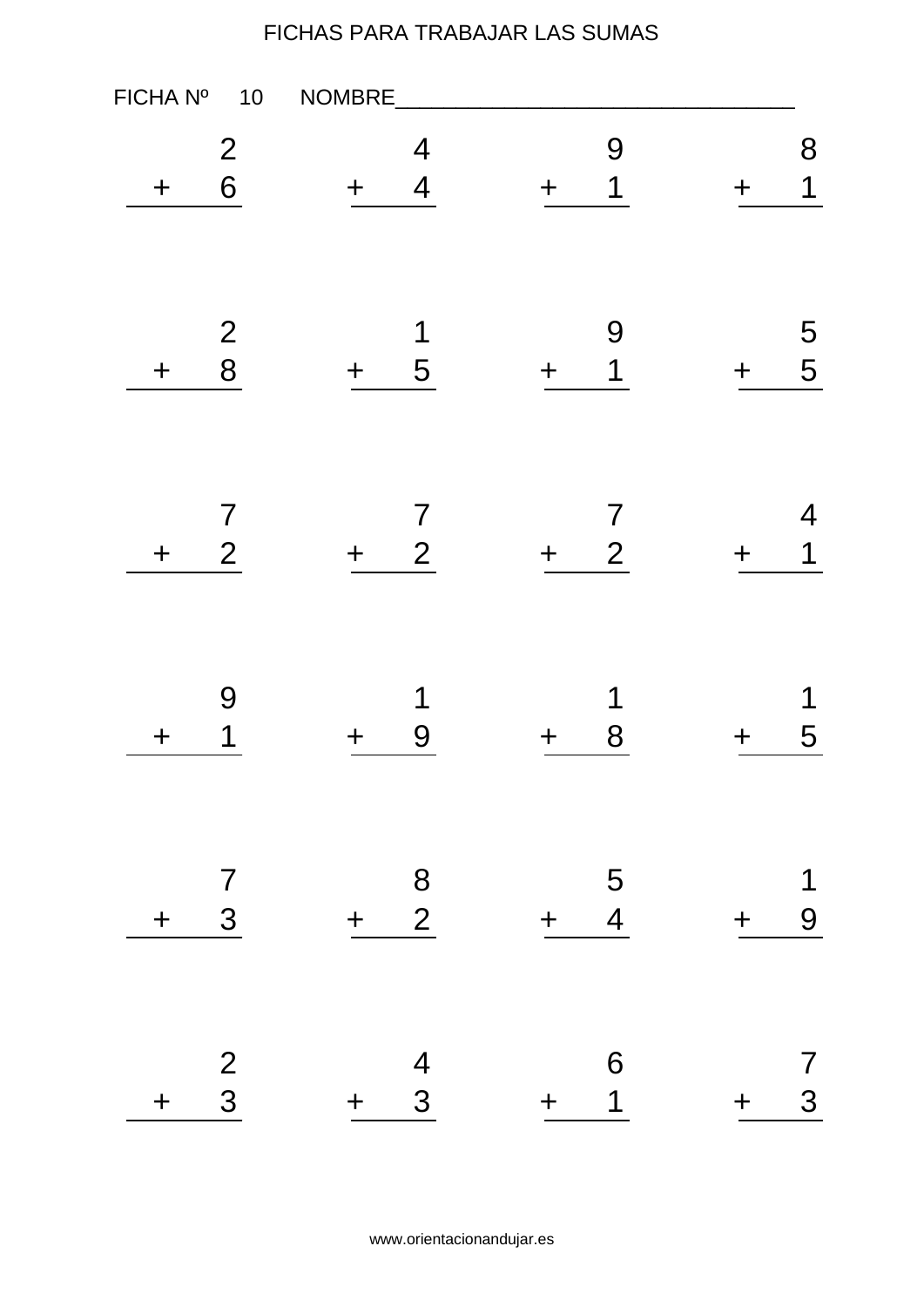FICHAS PARA TRABAJAR LAS SUMAS

FICHA Nº 10 NOMBRE_________________________________

| | | | |
|---|---|---|---|
| $\begin{array}{r} 2 \\ +\ 6 \\ \hline \end{array}$ | $\begin{array}{r} 4 \\ +\ 4 \\ \hline \end{array}$ | $\begin{array}{r} 9 \\ +\ 1 \\ \hline \end{array}$ | $\begin{array}{r} 8 \\ +\ 1 \\ \hline \end{array}$ |
| $\begin{array}{r} 2 \\ +\ 8 \\ \hline \end{array}$ | $\begin{array}{r} 1 \\ +\ 5 \\ \hline \end{array}$ | $\begin{array}{r} 9 \\ +\ 1 \\ \hline \end{array}$ | $\begin{array}{r} 5 \\ +\ 5 \\ \hline \end{array}$ |
| $\begin{array}{r} 7 \\ +\ 2 \\ \hline \end{array}$ | $\begin{array}{r} 7 \\ +\ 2 \\ \hline \end{array}$ | $\begin{array}{r} 7 \\ +\ 2 \\ \hline \end{array}$ | $\begin{array}{r} 4 \\ +\ 1 \\ \hline \end{array}$ |
| $\begin{array}{r} 9 \\ +\ 1 \\ \hline \end{array}$ | $\begin{array}{r} 1 \\ +\ 9 \\ \hline \end{array}$ | $\begin{array}{r} 1 \\ +\ 8 \\ \hline \end{array}$ | $\begin{array}{r} 1 \\ +\ 5 \\ \hline \end{array}$ |
| $\begin{array}{r} 7 \\ +\ 3 \\ \hline \end{array}$ | $\begin{array}{r} 8 \\ +\ 2 \\ \hline \end{array}$ | $\begin{array}{r} 5 \\ +\ 4 \\ \hline \end{array}$ | $\begin{array}{r} 1 \\ +\ 9 \\ \hline \end{array}$ |
| $\begin{array}{r} 2 \\ +\ 3 \\ \hline \end{array}$ | $\begin{array}{r} 4 \\ +\ 3 \\ \hline \end{array}$ | $\begin{array}{r} 6 \\ +\ 1 \\ \hline \end{array}$ | $\begin{array}{r} 7 \\ +\ 3 \\ \hline \end{array}$ |

www.orientacionandujar.es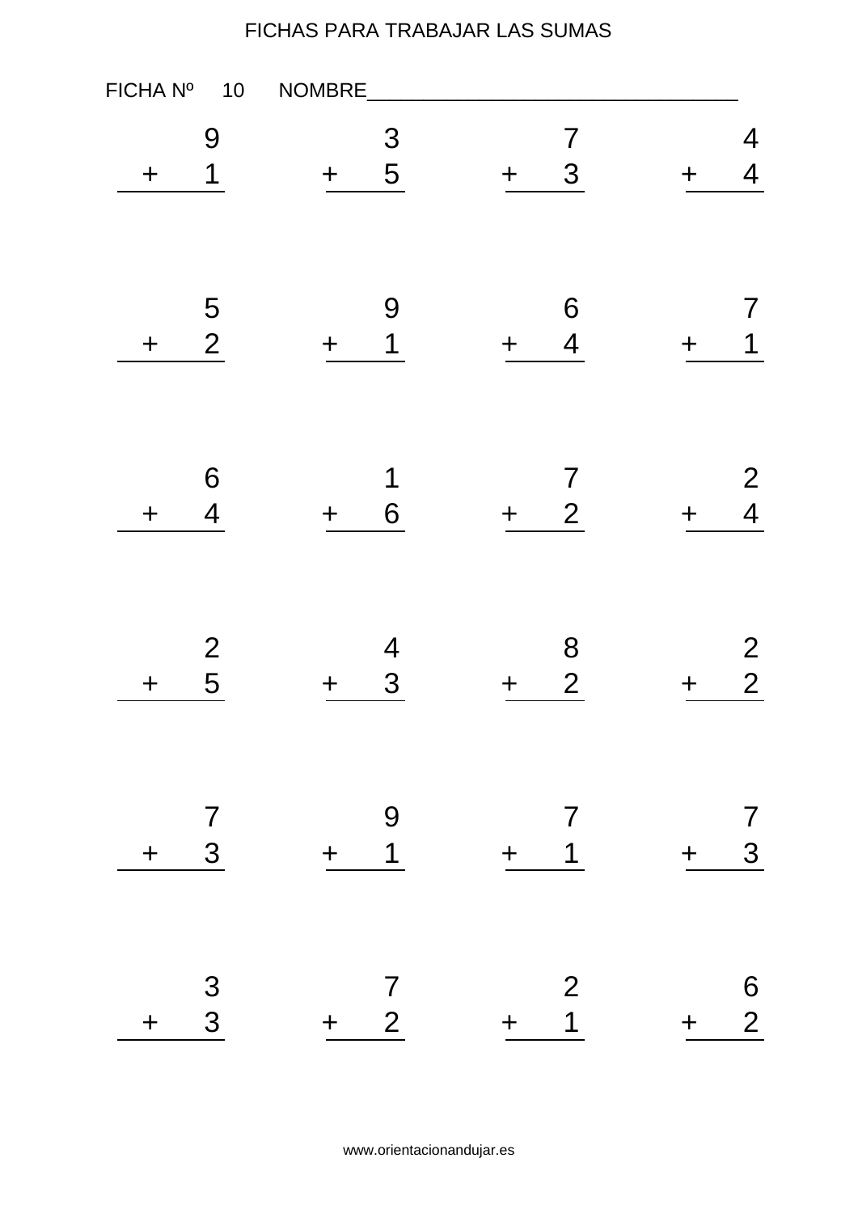# FICHAS PARA TRABAJAR LAS SUMAS

FICHA Nº 10 NOMBRE___________________________________

$$\begin{array}{r} 9 \\ +\ 1 \\ \hline \end{array} \qquad \begin{array}{r} 3 \\ +\ 5 \\ \hline \end{array} \qquad \begin{array}{r} 7 \\ +\ 3 \\ \hline \end{array} \qquad \begin{array}{r} 4 \\ +\ 4 \\ \hline \end{array}$$

$$\begin{array}{r} 5 \\ +\ 2 \\ \hline \end{array} \qquad \begin{array}{r} 9 \\ +\ 1 \\ \hline \end{array} \qquad \begin{array}{r} 6 \\ +\ 4 \\ \hline \end{array} \qquad \begin{array}{r} 7 \\ +\ 1 \\ \hline \end{array}$$

$$\begin{array}{r} 6 \\ +\ 4 \\ \hline \end{array} \qquad \begin{array}{r} 1 \\ +\ 6 \\ \hline \end{array} \qquad \begin{array}{r} 7 \\ +\ 2 \\ \hline \end{array} \qquad \begin{array}{r} 2 \\ +\ 4 \\ \hline \end{array}$$

$$\begin{array}{r} 2 \\ +\ 5 \\ \hline \end{array} \qquad \begin{array}{r} 4 \\ +\ 3 \\ \hline \end{array} \qquad \begin{array}{r} 8 \\ +\ 2 \\ \hline \end{array} \qquad \begin{array}{r} 2 \\ +\ 2 \\ \hline \end{array}$$

$$\begin{array}{r} 7 \\ +\ 3 \\ \hline \end{array} \qquad \begin{array}{r} 9 \\ +\ 1 \\ \hline \end{array} \qquad \begin{array}{r} 7 \\ +\ 1 \\ \hline \end{array} \qquad \begin{array}{r} 7 \\ +\ 3 \\ \hline \end{array}$$

$$\begin{array}{r} 3 \\ +\ 3 \\ \hline \end{array} \qquad \begin{array}{r} 7 \\ +\ 2 \\ \hline \end{array} \qquad \begin{array}{r} 2 \\ +\ 1 \\ \hline \end{array} \qquad \begin{array}{r} 6 \\ +\ 2 \\ \hline \end{array}$$

www.orientacionandujar.es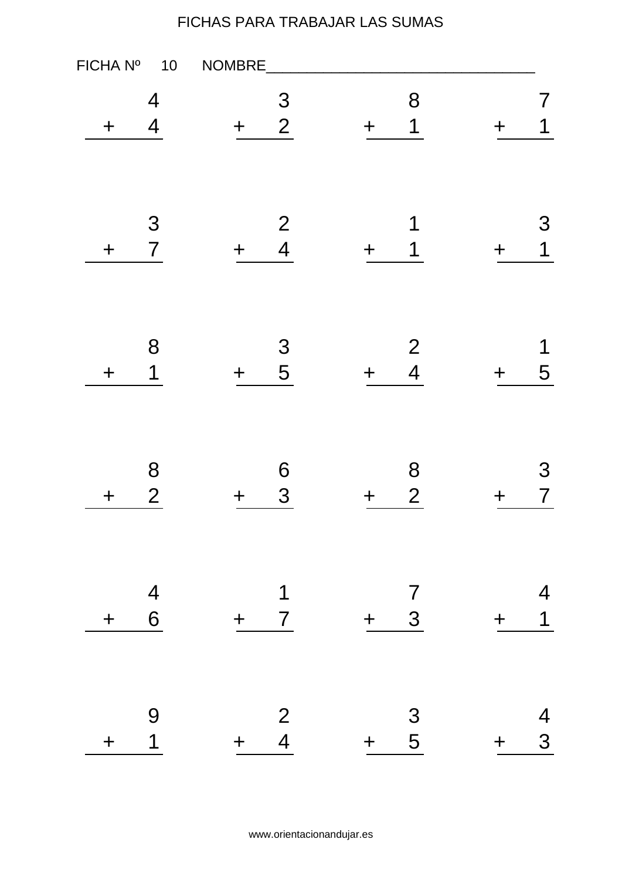FICHAS PARA TRABAJAR LAS SUMAS

FICHA Nº 10 NOMBRE___________________________________

| | | | |
|---|---|---|---|
| $\begin{array}{r} 4 \\ +\ 4 \\ \hline \end{array}$ | $\begin{array}{r} 3 \\ +\ 2 \\ \hline \end{array}$ | $\begin{array}{r} 8 \\ +\ 1 \\ \hline \end{array}$ | $\begin{array}{r} 7 \\ +\ 1 \\ \hline \end{array}$ |
| $\begin{array}{r} 3 \\ +\ 7 \\ \hline \end{array}$ | $\begin{array}{r} 2 \\ +\ 4 \\ \hline \end{array}$ | $\begin{array}{r} 1 \\ +\ 1 \\ \hline \end{array}$ | $\begin{array}{r} 3 \\ +\ 1 \\ \hline \end{array}$ |
| $\begin{array}{r} 8 \\ +\ 1 \\ \hline \end{array}$ | $\begin{array}{r} 3 \\ +\ 5 \\ \hline \end{array}$ | $\begin{array}{r} 2 \\ +\ 4 \\ \hline \end{array}$ | $\begin{array}{r} 1 \\ +\ 5 \\ \hline \end{array}$ |
| $\begin{array}{r} 8 \\ +\ 2 \\ \hline \end{array}$ | $\begin{array}{r} 6 \\ +\ 3 \\ \hline \end{array}$ | $\begin{array}{r} 8 \\ +\ 2 \\ \hline \end{array}$ | $\begin{array}{r} 3 \\ +\ 7 \\ \hline \end{array}$ |
| $\begin{array}{r} 4 \\ +\ 6 \\ \hline \end{array}$ | $\begin{array}{r} 1 \\ +\ 7 \\ \hline \end{array}$ | $\begin{array}{r} 7 \\ +\ 3 \\ \hline \end{array}$ | $\begin{array}{r} 4 \\ +\ 1 \\ \hline \end{array}$ |
| $\begin{array}{r} 9 \\ +\ 1 \\ \hline \end{array}$ | $\begin{array}{r} 2 \\ +\ 4 \\ \hline \end{array}$ | $\begin{array}{r} 3 \\ +\ 5 \\ \hline \end{array}$ | $\begin{array}{r} 4 \\ +\ 3 \\ \hline \end{array}$ |

www.orientacionandujar.es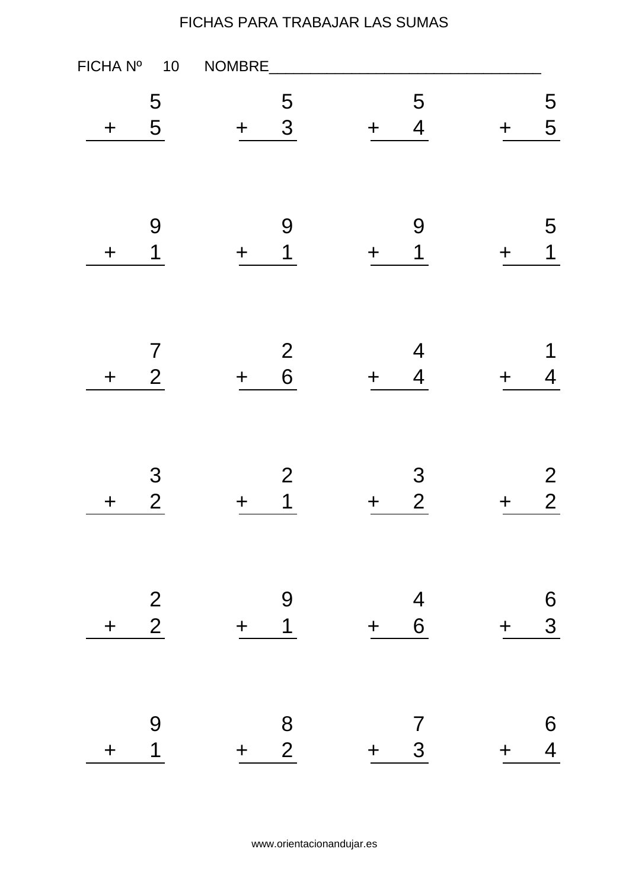FICHAS PARA TRABAJAR LAS SUMAS

FICHA Nº 10 NOMBRE__________________________________

$$\begin{array}{r} 5 \\ +\ 5 \\ \hline \end{array} \qquad \begin{array}{r} 5 \\ +\ 3 \\ \hline \end{array} \qquad \begin{array}{r} 5 \\ +\ 4 \\ \hline \end{array} \qquad \begin{array}{r} 5 \\ +\ 5 \\ \hline \end{array}$$

$$\begin{array}{r} 9 \\ +\ 1 \\ \hline \end{array} \qquad \begin{array}{r} 9 \\ +\ 1 \\ \hline \end{array} \qquad \begin{array}{r} 9 \\ +\ 1 \\ \hline \end{array} \qquad \begin{array}{r} 5 \\ +\ 1 \\ \hline \end{array}$$

$$\begin{array}{r} 7 \\ +\ 2 \\ \hline \end{array} \qquad \begin{array}{r} 2 \\ +\ 6 \\ \hline \end{array} \qquad \begin{array}{r} 4 \\ +\ 4 \\ \hline \end{array} \qquad \begin{array}{r} 1 \\ +\ 4 \\ \hline \end{array}$$

$$\begin{array}{r} 3 \\ +\ 2 \\ \hline \end{array} \qquad \begin{array}{r} 2 \\ +\ 1 \\ \hline \end{array} \qquad \begin{array}{r} 3 \\ +\ 2 \\ \hline \end{array} \qquad \begin{array}{r} 2 \\ +\ 2 \\ \hline \end{array}$$

$$\begin{array}{r} 2 \\ +\ 2 \\ \hline \end{array} \qquad \begin{array}{r} 9 \\ +\ 1 \\ \hline \end{array} \qquad \begin{array}{r} 4 \\ +\ 6 \\ \hline \end{array} \qquad \begin{array}{r} 6 \\ +\ 3 \\ \hline \end{array}$$

$$\begin{array}{r} 9 \\ +\ 1 \\ \hline \end{array} \qquad \begin{array}{r} 8 \\ +\ 2 \\ \hline \end{array} \qquad \begin{array}{r} 7 \\ +\ 3 \\ \hline \end{array} \qquad \begin{array}{r} 6 \\ +\ 4 \\ \hline \end{array}$$

www.orientacionandujar.es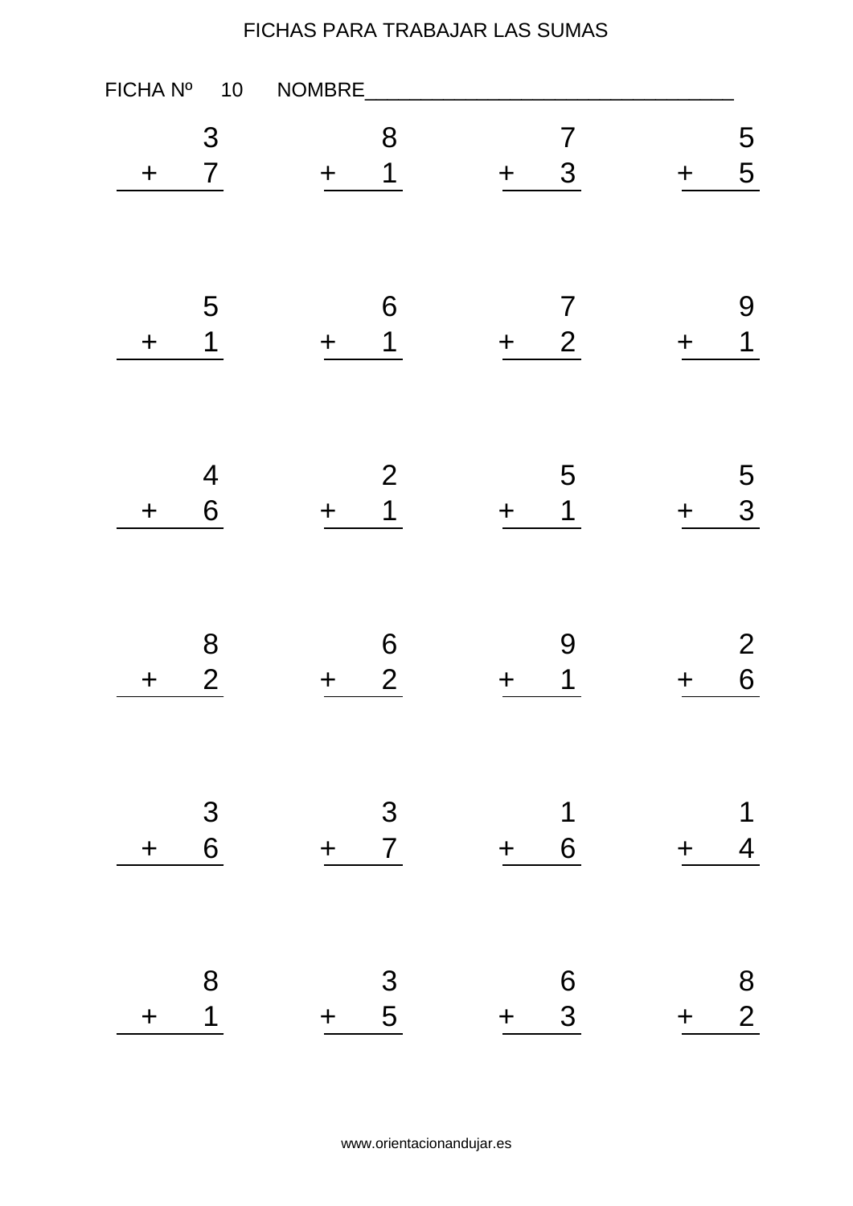FICHAS PARA TRABAJAR LAS SUMAS

FICHA Nº 10 NOMBRE___________________________________

$$\begin{array}{r} 3 \\ +\ 7 \\ \hline \end{array} \qquad \begin{array}{r} 8 \\ +\ 1 \\ \hline \end{array} \qquad \begin{array}{r} 7 \\ +\ 3 \\ \hline \end{array} \qquad \begin{array}{r} 5 \\ +\ 5 \\ \hline \end{array}$$

$$\begin{array}{r} 5 \\ +\ 1 \\ \hline \end{array} \qquad \begin{array}{r} 6 \\ +\ 1 \\ \hline \end{array} \qquad \begin{array}{r} 7 \\ +\ 2 \\ \hline \end{array} \qquad \begin{array}{r} 9 \\ +\ 1 \\ \hline \end{array}$$

$$\begin{array}{r} 4 \\ +\ 6 \\ \hline \end{array} \qquad \begin{array}{r} 2 \\ +\ 1 \\ \hline \end{array} \qquad \begin{array}{r} 5 \\ +\ 1 \\ \hline \end{array} \qquad \begin{array}{r} 5 \\ +\ 3 \\ \hline \end{array}$$

$$\begin{array}{r} 8 \\ +\ 2 \\ \hline \end{array} \qquad \begin{array}{r} 6 \\ +\ 2 \\ \hline \end{array} \qquad \begin{array}{r} 9 \\ +\ 1 \\ \hline \end{array} \qquad \begin{array}{r} 2 \\ +\ 6 \\ \hline \end{array}$$

$$\begin{array}{r} 3 \\ +\ 6 \\ \hline \end{array} \qquad \begin{array}{r} 3 \\ +\ 7 \\ \hline \end{array} \qquad \begin{array}{r} 1 \\ +\ 6 \\ \hline \end{array} \qquad \begin{array}{r} 1 \\ +\ 4 \\ \hline \end{array}$$

$$\begin{array}{r} 8 \\ +\ 1 \\ \hline \end{array} \qquad \begin{array}{r} 3 \\ +\ 5 \\ \hline \end{array} \qquad \begin{array}{r} 6 \\ +\ 3 \\ \hline \end{array} \qquad \begin{array}{r} 8 \\ +\ 2 \\ \hline \end{array}$$

www.orientacionandujar.es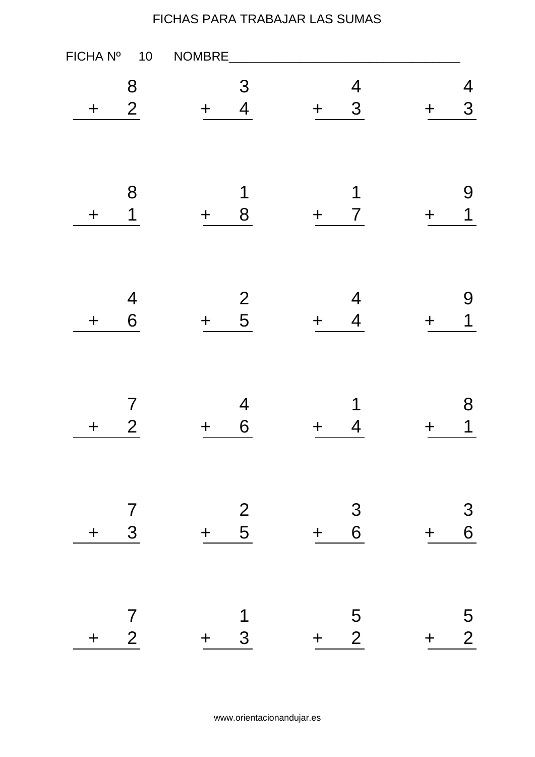FICHAS PARA TRABAJAR LAS SUMAS

FICHA Nº 10 NOMBRE__________________________________

|   |   |   |   |
|---|---|---|---|
| $\begin{array}{r} 8 \\ +\ 2 \\ \hline \end{array}$ | $\begin{array}{r} 3 \\ +\ 4 \\ \hline \end{array}$ | $\begin{array}{r} 4 \\ +\ 3 \\ \hline \end{array}$ | $\begin{array}{r} 4 \\ +\ 3 \\ \hline \end{array}$ |
| $\begin{array}{r} 8 \\ +\ 1 \\ \hline \end{array}$ | $\begin{array}{r} 1 \\ +\ 8 \\ \hline \end{array}$ | $\begin{array}{r} 1 \\ +\ 7 \\ \hline \end{array}$ | $\begin{array}{r} 9 \\ +\ 1 \\ \hline \end{array}$ |
| $\begin{array}{r} 4 \\ +\ 6 \\ \hline \end{array}$ | $\begin{array}{r} 2 \\ +\ 5 \\ \hline \end{array}$ | $\begin{array}{r} 4 \\ +\ 4 \\ \hline \end{array}$ | $\begin{array}{r} 9 \\ +\ 1 \\ \hline \end{array}$ |
| $\begin{array}{r} 7 \\ +\ 2 \\ \hline \end{array}$ | $\begin{array}{r} 4 \\ +\ 6 \\ \hline \end{array}$ | $\begin{array}{r} 1 \\ +\ 4 \\ \hline \end{array}$ | $\begin{array}{r} 8 \\ +\ 1 \\ \hline \end{array}$ |
| $\begin{array}{r} 7 \\ +\ 3 \\ \hline \end{array}$ | $\begin{array}{r} 2 \\ +\ 5 \\ \hline \end{array}$ | $\begin{array}{r} 3 \\ +\ 6 \\ \hline \end{array}$ | $\begin{array}{r} 3 \\ +\ 6 \\ \hline \end{array}$ |
| $\begin{array}{r} 7 \\ +\ 2 \\ \hline \end{array}$ | $\begin{array}{r} 1 \\ +\ 3 \\ \hline \end{array}$ | $\begin{array}{r} 5 \\ +\ 2 \\ \hline \end{array}$ | $\begin{array}{r} 5 \\ +\ 2 \\ \hline \end{array}$ |

www.orientacionandujar.es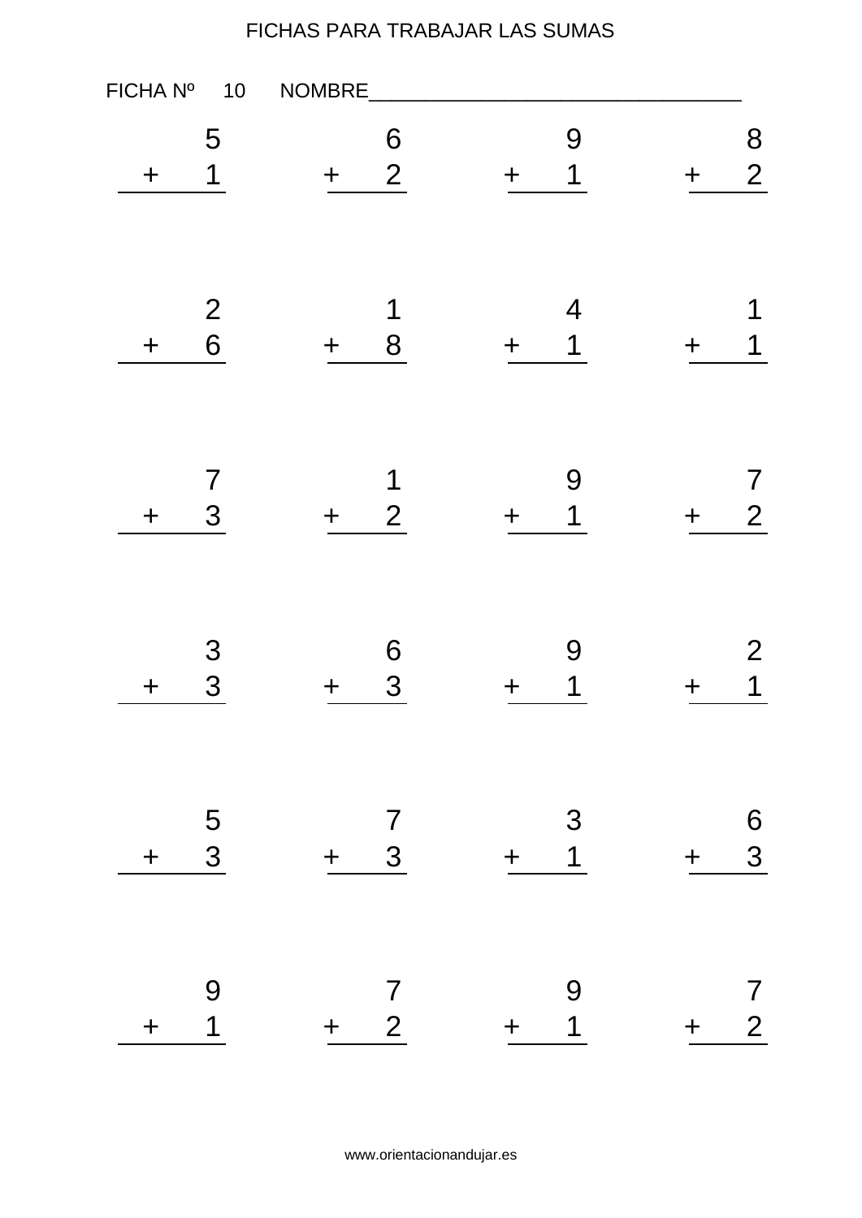FICHAS PARA TRABAJAR LAS SUMAS

FICHA Nº 10 NOMBRE___________________________________

$$\begin{array}{r} 5 \\ +\ 1 \\ \hline \end{array} \qquad \begin{array}{r} 6 \\ +\ 2 \\ \hline \end{array} \qquad \begin{array}{r} 9 \\ +\ 1 \\ \hline \end{array} \qquad \begin{array}{r} 8 \\ +\ 2 \\ \hline \end{array}$$

$$\begin{array}{r} 2 \\ +\ 6 \\ \hline \end{array} \qquad \begin{array}{r} 1 \\ +\ 8 \\ \hline \end{array} \qquad \begin{array}{r} 4 \\ +\ 1 \\ \hline \end{array} \qquad \begin{array}{r} 1 \\ +\ 1 \\ \hline \end{array}$$

$$\begin{array}{r} 7 \\ +\ 3 \\ \hline \end{array} \qquad \begin{array}{r} 1 \\ +\ 2 \\ \hline \end{array} \qquad \begin{array}{r} 9 \\ +\ 1 \\ \hline \end{array} \qquad \begin{array}{r} 7 \\ +\ 2 \\ \hline \end{array}$$

$$\begin{array}{r} 3 \\ +\ 3 \\ \hline \end{array} \qquad \begin{array}{r} 6 \\ +\ 3 \\ \hline \end{array} \qquad \begin{array}{r} 9 \\ +\ 1 \\ \hline \end{array} \qquad \begin{array}{r} 2 \\ +\ 1 \\ \hline \end{array}$$

$$\begin{array}{r} 5 \\ +\ 3 \\ \hline \end{array} \qquad \begin{array}{r} 7 \\ +\ 3 \\ \hline \end{array} \qquad \begin{array}{r} 3 \\ +\ 1 \\ \hline \end{array} \qquad \begin{array}{r} 6 \\ +\ 3 \\ \hline \end{array}$$

$$\begin{array}{r} 9 \\ +\ 1 \\ \hline \end{array} \qquad \begin{array}{r} 7 \\ +\ 2 \\ \hline \end{array} \qquad \begin{array}{r} 9 \\ +\ 1 \\ \hline \end{array} \qquad \begin{array}{r} 7 \\ +\ 2 \\ \hline \end{array}$$

www.orientacionandujar.es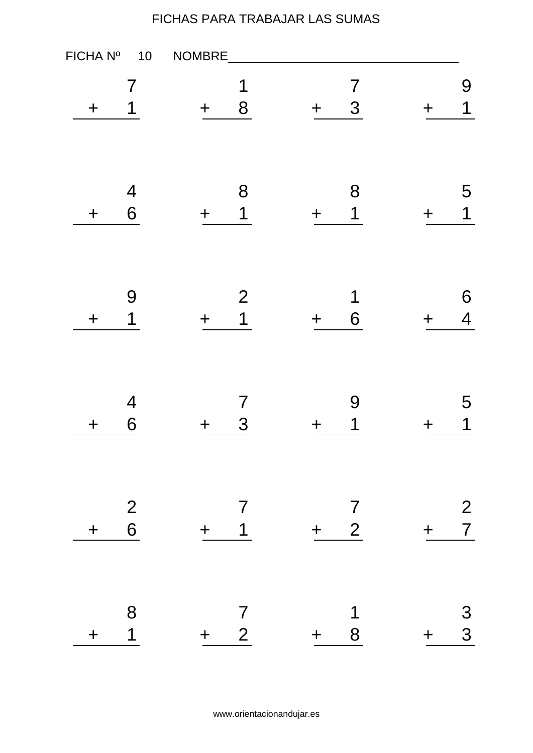FICHAS PARA TRABAJAR LAS SUMAS

FICHA Nº 10 NOMBRE________________________________

$$\begin{array}{r} 7 \\ +\ 1 \\ \hline \end{array} \qquad \begin{array}{r} 1 \\ +\ 8 \\ \hline \end{array} \qquad \begin{array}{r} 7 \\ +\ 3 \\ \hline \end{array} \qquad \begin{array}{r} 9 \\ +\ 1 \\ \hline \end{array}$$

$$\begin{array}{r} 4 \\ +\ 6 \\ \hline \end{array} \qquad \begin{array}{r} 8 \\ +\ 1 \\ \hline \end{array} \qquad \begin{array}{r} 8 \\ +\ 1 \\ \hline \end{array} \qquad \begin{array}{r} 5 \\ +\ 1 \\ \hline \end{array}$$

$$\begin{array}{r} 9 \\ +\ 1 \\ \hline \end{array} \qquad \begin{array}{r} 2 \\ +\ 1 \\ \hline \end{array} \qquad \begin{array}{r} 1 \\ +\ 6 \\ \hline \end{array} \qquad \begin{array}{r} 6 \\ +\ 4 \\ \hline \end{array}$$

$$\begin{array}{r} 4 \\ +\ 6 \\ \hline \end{array} \qquad \begin{array}{r} 7 \\ +\ 3 \\ \hline \end{array} \qquad \begin{array}{r} 9 \\ +\ 1 \\ \hline \end{array} \qquad \begin{array}{r} 5 \\ +\ 1 \\ \hline \end{array}$$

$$\begin{array}{r} 2 \\ +\ 6 \\ \hline \end{array} \qquad \begin{array}{r} 7 \\ +\ 1 \\ \hline \end{array} \qquad \begin{array}{r} 7 \\ +\ 2 \\ \hline \end{array} \qquad \begin{array}{r} 2 \\ +\ 7 \\ \hline \end{array}$$

$$\begin{array}{r} 8 \\ +\ 1 \\ \hline \end{array} \qquad \begin{array}{r} 7 \\ +\ 2 \\ \hline \end{array} \qquad \begin{array}{r} 1 \\ +\ 8 \\ \hline \end{array} \qquad \begin{array}{r} 3 \\ +\ 3 \\ \hline \end{array}$$

www.orientacionandujar.es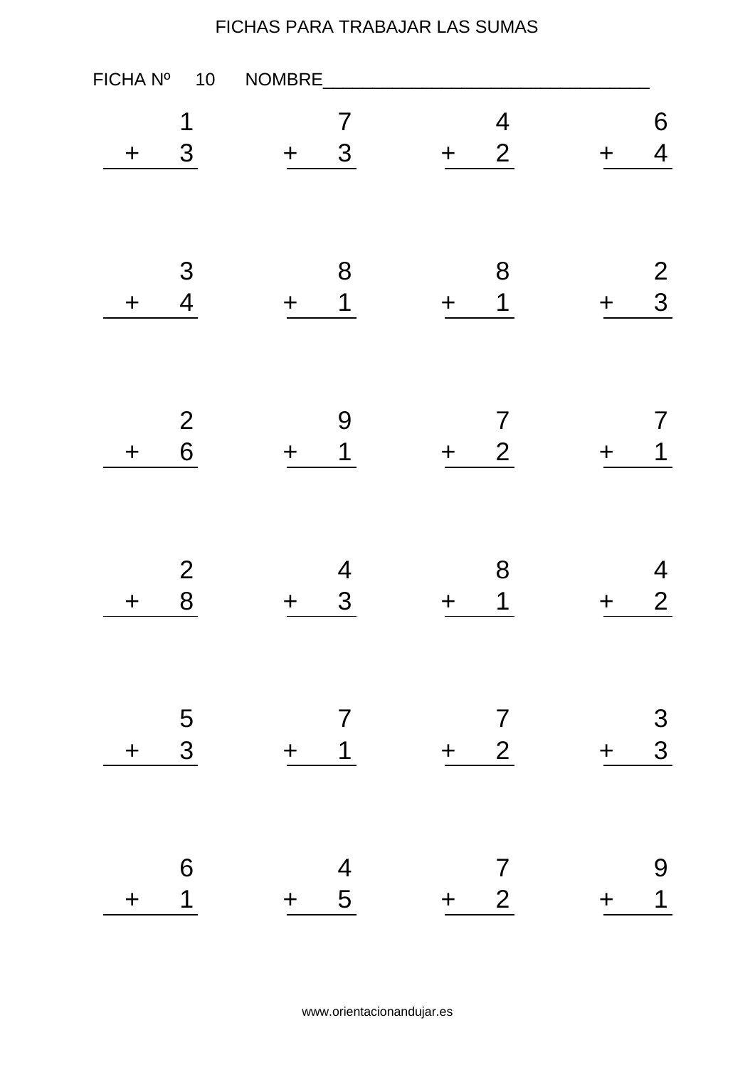# FICHAS PARA TRABAJAR LAS SUMAS

FICHA Nº 10 NOMBRE___________________________________

| | | | |
|---|---|---|---|
| $1 + 3$ | $7 + 3$ | $4 + 2$ | $6 + 4$ |
| $3 + 4$ | $8 + 1$ | $8 + 1$ | $2 + 3$ |
| $2 + 6$ | $9 + 1$ | $7 + 2$ | $7 + 1$ |
| $2 + 8$ | $4 + 3$ | $8 + 1$ | $4 + 2$ |
| $5 + 3$ | $7 + 1$ | $7 + 2$ | $3 + 3$ |
| $6 + 1$ | $4 + 5$ | $7 + 2$ | $9 + 1$ |

www.orientacionandujar.es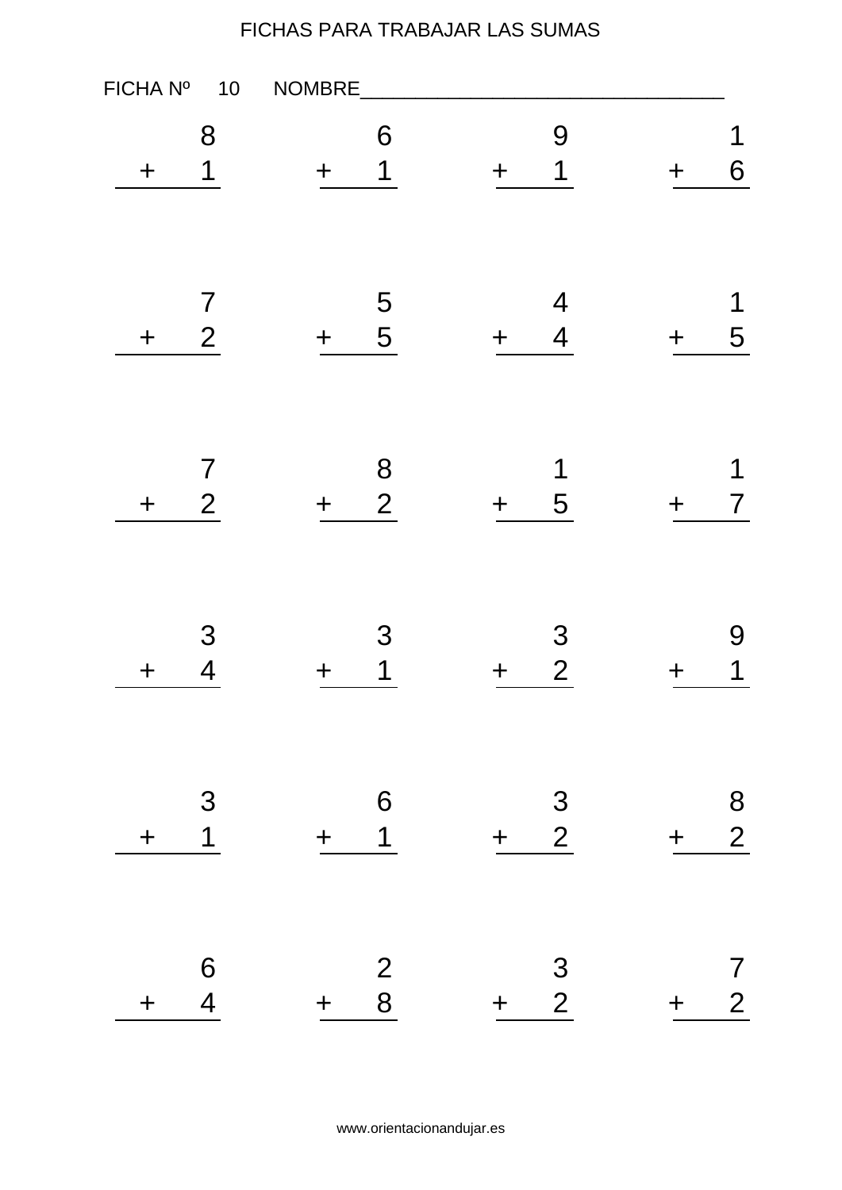FICHAS PARA TRABAJAR LAS SUMAS

FICHA Nº 10 NOMBRE_________________________________

$$\begin{array}{r} 8 \\ +\ 1 \\ \hline \end{array} \qquad \begin{array}{r} 6 \\ +\ 1 \\ \hline \end{array} \qquad \begin{array}{r} 9 \\ +\ 1 \\ \hline \end{array} \qquad \begin{array}{r} 1 \\ +\ 6 \\ \hline \end{array}$$

$$\begin{array}{r} 7 \\ +\ 2 \\ \hline \end{array} \qquad \begin{array}{r} 5 \\ +\ 5 \\ \hline \end{array} \qquad \begin{array}{r} 4 \\ +\ 4 \\ \hline \end{array} \qquad \begin{array}{r} 1 \\ +\ 5 \\ \hline \end{array}$$

$$\begin{array}{r} 7 \\ +\ 2 \\ \hline \end{array} \qquad \begin{array}{r} 8 \\ +\ 2 \\ \hline \end{array} \qquad \begin{array}{r} 1 \\ +\ 5 \\ \hline \end{array} \qquad \begin{array}{r} 1 \\ +\ 7 \\ \hline \end{array}$$

$$\begin{array}{r} 3 \\ +\ 4 \\ \hline \end{array} \qquad \begin{array}{r} 3 \\ +\ 1 \\ \hline \end{array} \qquad \begin{array}{r} 3 \\ +\ 2 \\ \hline \end{array} \qquad \begin{array}{r} 9 \\ +\ 1 \\ \hline \end{array}$$

$$\begin{array}{r} 3 \\ +\ 1 \\ \hline \end{array} \qquad \begin{array}{r} 6 \\ +\ 1 \\ \hline \end{array} \qquad \begin{array}{r} 3 \\ +\ 2 \\ \hline \end{array} \qquad \begin{array}{r} 8 \\ +\ 2 \\ \hline \end{array}$$

$$\begin{array}{r} 6 \\ +\ 4 \\ \hline \end{array} \qquad \begin{array}{r} 2 \\ +\ 8 \\ \hline \end{array} \qquad \begin{array}{r} 3 \\ +\ 2 \\ \hline \end{array} \qquad \begin{array}{r} 7 \\ +\ 2 \\ \hline \end{array}$$

www.orientacionandujar.es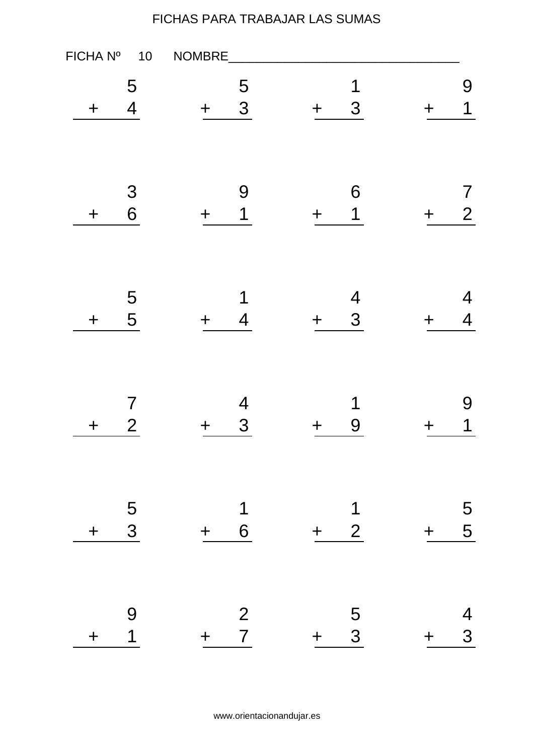FICHAS PARA TRABAJAR LAS SUMAS

FICHA Nº 10 NOMBRE___________________________________

| | | | |
|---|---|---|---|
| $5 + 4$ | $5 + 3$ | $1 + 3$ | $9 + 1$ |
| $3 + 6$ | $9 + 1$ | $6 + 1$ | $7 + 2$ |
| $5 + 5$ | $1 + 4$ | $4 + 3$ | $4 + 4$ |
| $7 + 2$ | $4 + 3$ | $1 + 9$ | $9 + 1$ |
| $5 + 3$ | $1 + 6$ | $1 + 2$ | $5 + 5$ |
| $9 + 1$ | $2 + 7$ | $5 + 3$ | $4 + 3$ |

www.orientacionandujar.es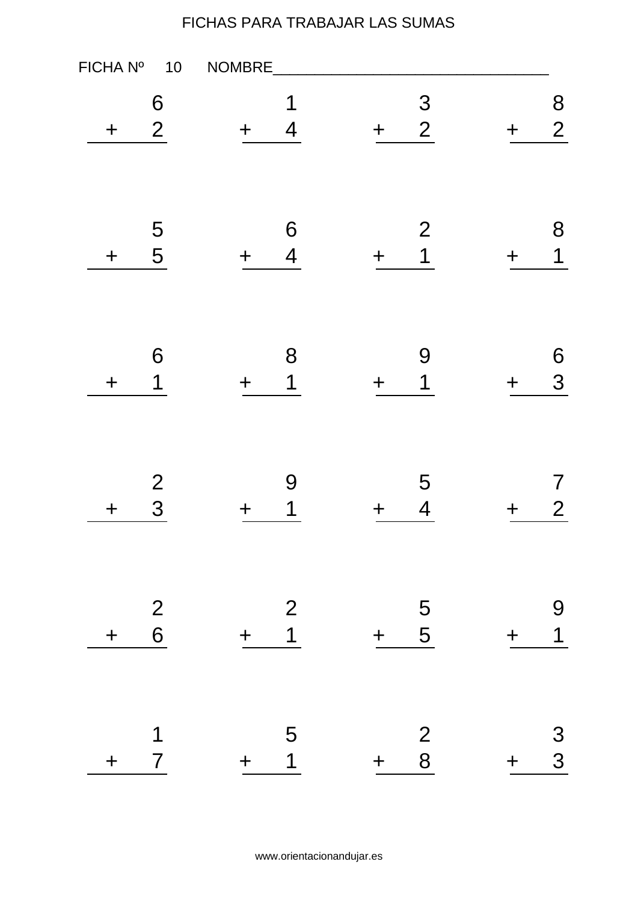FICHAS PARA TRABAJAR LAS SUMAS

FICHA Nº 10 NOMBRE_________________________________

$$\begin{array}{r} 6 \\ +\ 2 \\ \hline \end{array} \qquad \begin{array}{r} 1 \\ +\ 4 \\ \hline \end{array} \qquad \begin{array}{r} 3 \\ +\ 2 \\ \hline \end{array} \qquad \begin{array}{r} 8 \\ +\ 2 \\ \hline \end{array}$$

$$\begin{array}{r} 5 \\ +\ 5 \\ \hline \end{array} \qquad \begin{array}{r} 6 \\ +\ 4 \\ \hline \end{array} \qquad \begin{array}{r} 2 \\ +\ 1 \\ \hline \end{array} \qquad \begin{array}{r} 8 \\ +\ 1 \\ \hline \end{array}$$

$$\begin{array}{r} 6 \\ +\ 1 \\ \hline \end{array} \qquad \begin{array}{r} 8 \\ +\ 1 \\ \hline \end{array} \qquad \begin{array}{r} 9 \\ +\ 1 \\ \hline \end{array} \qquad \begin{array}{r} 6 \\ +\ 3 \\ \hline \end{array}$$

$$\begin{array}{r} 2 \\ +\ 3 \\ \hline \end{array} \qquad \begin{array}{r} 9 \\ +\ 1 \\ \hline \end{array} \qquad \begin{array}{r} 5 \\ +\ 4 \\ \hline \end{array} \qquad \begin{array}{r} 7 \\ +\ 2 \\ \hline \end{array}$$

$$\begin{array}{r} 2 \\ +\ 6 \\ \hline \end{array} \qquad \begin{array}{r} 2 \\ +\ 1 \\ \hline \end{array} \qquad \begin{array}{r} 5 \\ +\ 5 \\ \hline \end{array} \qquad \begin{array}{r} 9 \\ +\ 1 \\ \hline \end{array}$$

$$\begin{array}{r} 1 \\ +\ 7 \\ \hline \end{array} \qquad \begin{array}{r} 5 \\ +\ 1 \\ \hline \end{array} \qquad \begin{array}{r} 2 \\ +\ 8 \\ \hline \end{array} \qquad \begin{array}{r} 3 \\ +\ 3 \\ \hline \end{array}$$

www.orientacionandujar.es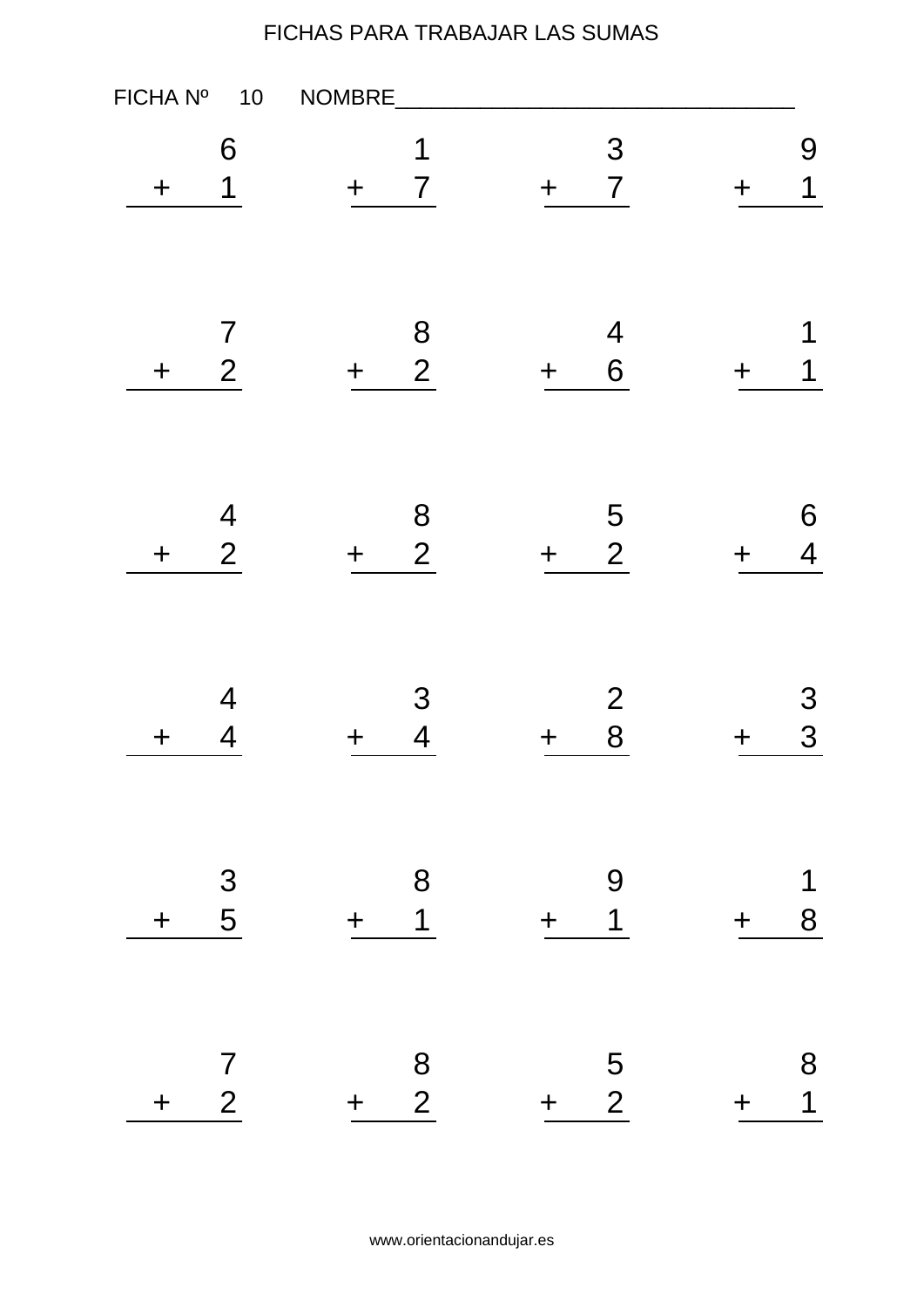# FICHAS PARA TRABAJAR LAS SUMAS

FICHA Nº 10 NOMBRE___________________________________

$$\begin{array}{r} 6 \\ +\ 1 \\ \hline \end{array} \qquad \begin{array}{r} 1 \\ +\ 7 \\ \hline \end{array} \qquad \begin{array}{r} 3 \\ +\ 7 \\ \hline \end{array} \qquad \begin{array}{r} 9 \\ +\ 1 \\ \hline \end{array}$$

$$\begin{array}{r} 7 \\ +\ 2 \\ \hline \end{array} \qquad \begin{array}{r} 8 \\ +\ 2 \\ \hline \end{array} \qquad \begin{array}{r} 4 \\ +\ 6 \\ \hline \end{array} \qquad \begin{array}{r} 1 \\ +\ 1 \\ \hline \end{array}$$

$$\begin{array}{r} 4 \\ +\ 2 \\ \hline \end{array} \qquad \begin{array}{r} 8 \\ +\ 2 \\ \hline \end{array} \qquad \begin{array}{r} 5 \\ +\ 2 \\ \hline \end{array} \qquad \begin{array}{r} 6 \\ +\ 4 \\ \hline \end{array}$$

$$\begin{array}{r} 4 \\ +\ 4 \\ \hline \end{array} \qquad \begin{array}{r} 3 \\ +\ 4 \\ \hline \end{array} \qquad \begin{array}{r} 2 \\ +\ 8 \\ \hline \end{array} \qquad \begin{array}{r} 3 \\ +\ 3 \\ \hline \end{array}$$

$$\begin{array}{r} 3 \\ +\ 5 \\ \hline \end{array} \qquad \begin{array}{r} 8 \\ +\ 1 \\ \hline \end{array} \qquad \begin{array}{r} 9 \\ +\ 1 \\ \hline \end{array} \qquad \begin{array}{r} 1 \\ +\ 8 \\ \hline \end{array}$$

$$\begin{array}{r} 7 \\ +\ 2 \\ \hline \end{array} \qquad \begin{array}{r} 8 \\ +\ 2 \\ \hline \end{array} \qquad \begin{array}{r} 5 \\ +\ 2 \\ \hline \end{array} \qquad \begin{array}{r} 8 \\ +\ 1 \\ \hline \end{array}$$

www.orientacionandujar.es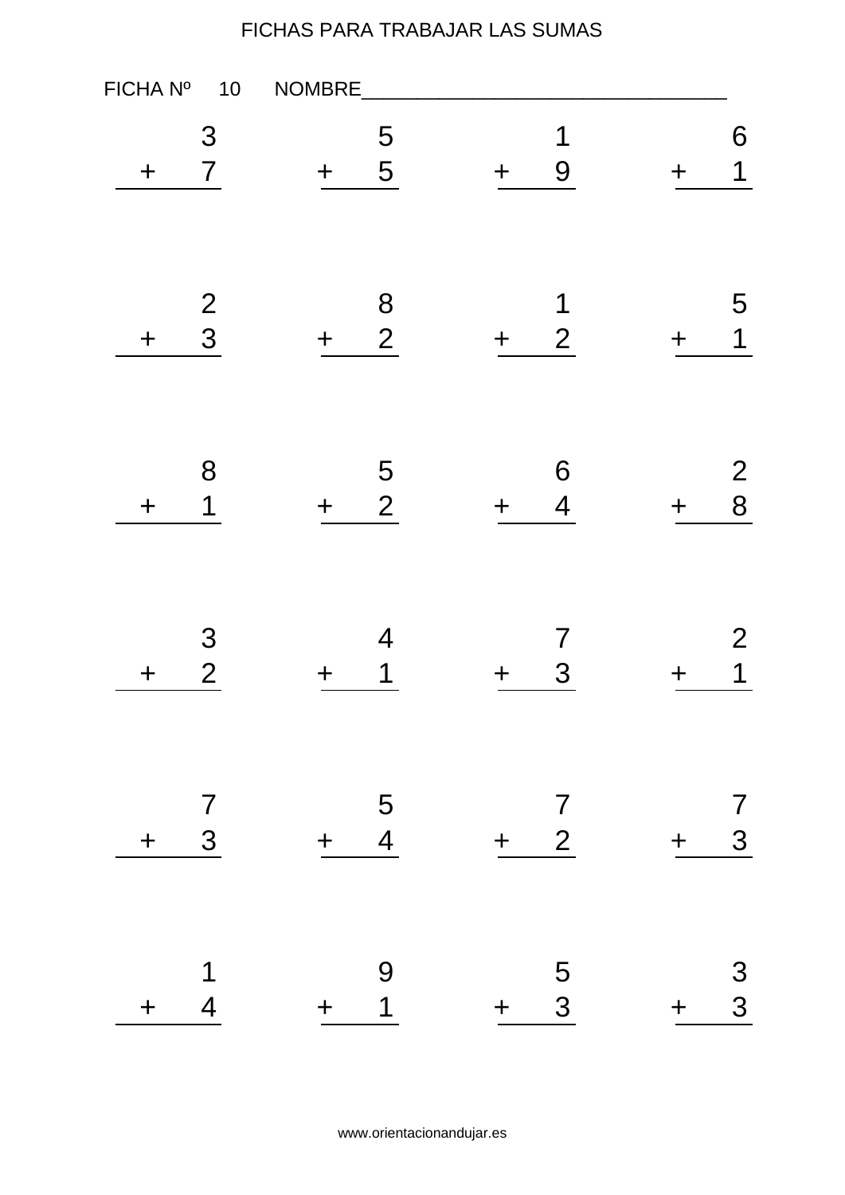# FICHAS PARA TRABAJAR LAS SUMAS

FICHA Nº 10 NOMBRE___________________________________

$$\begin{array}{r} 3 \\ +\ 7 \\ \hline \end{array} \qquad \begin{array}{r} 5 \\ +\ 5 \\ \hline \end{array} \qquad \begin{array}{r} 1 \\ +\ 9 \\ \hline \end{array} \qquad \begin{array}{r} 6 \\ +\ 1 \\ \hline \end{array}$$

$$\begin{array}{r} 2 \\ +\ 3 \\ \hline \end{array} \qquad \begin{array}{r} 8 \\ +\ 2 \\ \hline \end{array} \qquad \begin{array}{r} 1 \\ +\ 2 \\ \hline \end{array} \qquad \begin{array}{r} 5 \\ +\ 1 \\ \hline \end{array}$$

$$\begin{array}{r} 8 \\ +\ 1 \\ \hline \end{array} \qquad \begin{array}{r} 5 \\ +\ 2 \\ \hline \end{array} \qquad \begin{array}{r} 6 \\ +\ 4 \\ \hline \end{array} \qquad \begin{array}{r} 2 \\ +\ 8 \\ \hline \end{array}$$

$$\begin{array}{r} 3 \\ +\ 2 \\ \hline \end{array} \qquad \begin{array}{r} 4 \\ +\ 1 \\ \hline \end{array} \qquad \begin{array}{r} 7 \\ +\ 3 \\ \hline \end{array} \qquad \begin{array}{r} 2 \\ +\ 1 \\ \hline \end{array}$$

$$\begin{array}{r} 7 \\ +\ 3 \\ \hline \end{array} \qquad \begin{array}{r} 5 \\ +\ 4 \\ \hline \end{array} \qquad \begin{array}{r} 7 \\ +\ 2 \\ \hline \end{array} \qquad \begin{array}{r} 7 \\ +\ 3 \\ \hline \end{array}$$

$$\begin{array}{r} 1 \\ +\ 4 \\ \hline \end{array} \qquad \begin{array}{r} 9 \\ +\ 1 \\ \hline \end{array} \qquad \begin{array}{r} 5 \\ +\ 3 \\ \hline \end{array} \qquad \begin{array}{r} 3 \\ +\ 3 \\ \hline \end{array}$$

www.orientacionandujar.es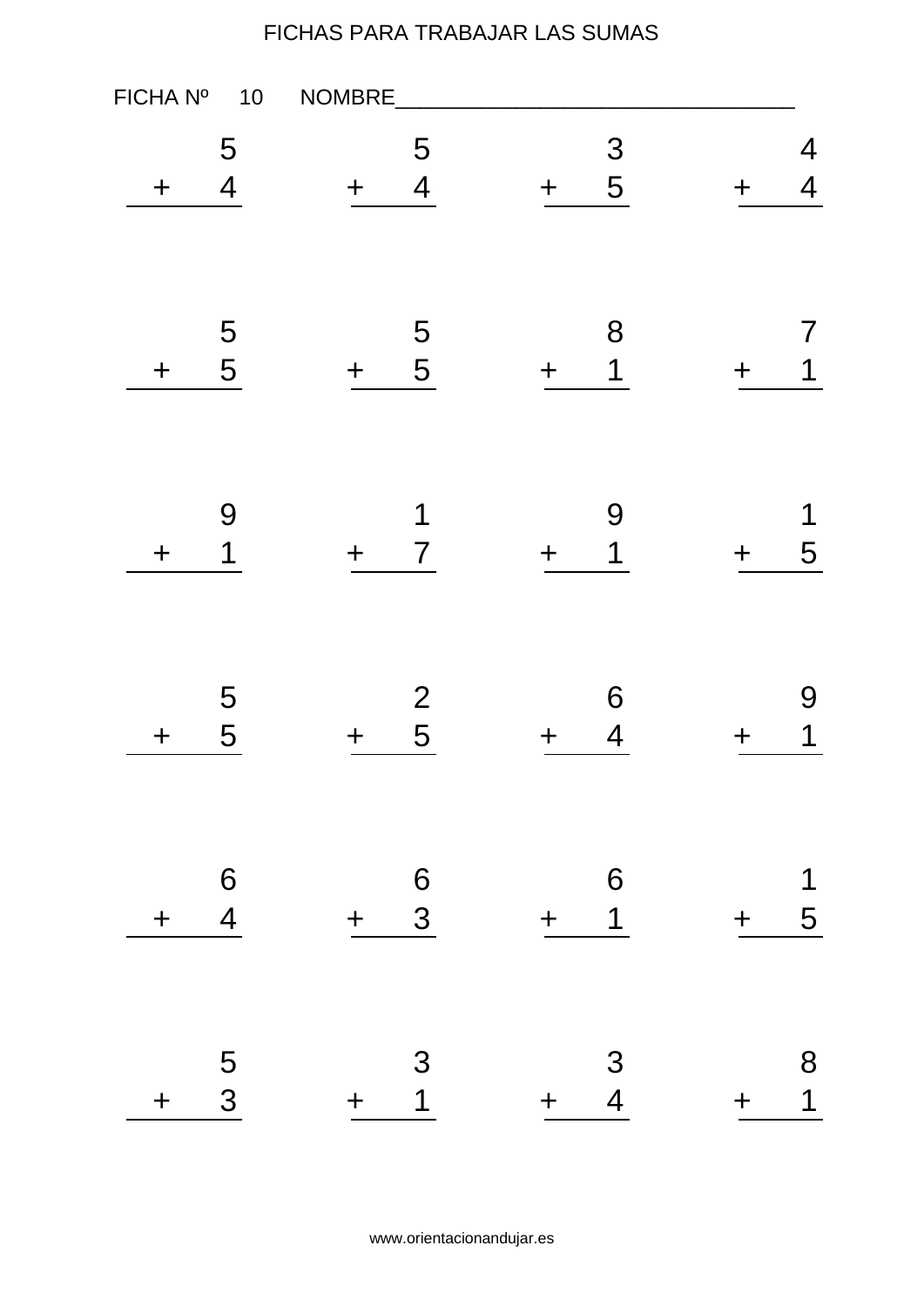FICHAS PARA TRABAJAR LAS SUMAS

FICHA Nº 10 NOMBRE___________________________________

| | | | |
|---|---|---|---|
| $\begin{array}{r} 5 \\ +\ 4 \\ \hline \end{array}$ | $\begin{array}{r} 5 \\ +\ 4 \\ \hline \end{array}$ | $\begin{array}{r} 3 \\ +\ 5 \\ \hline \end{array}$ | $\begin{array}{r} 4 \\ +\ 4 \\ \hline \end{array}$ |
| $\begin{array}{r} 5 \\ +\ 5 \\ \hline \end{array}$ | $\begin{array}{r} 5 \\ +\ 5 \\ \hline \end{array}$ | $\begin{array}{r} 8 \\ +\ 1 \\ \hline \end{array}$ | $\begin{array}{r} 7 \\ +\ 1 \\ \hline \end{array}$ |
| $\begin{array}{r} 9 \\ +\ 1 \\ \hline \end{array}$ | $\begin{array}{r} 1 \\ +\ 7 \\ \hline \end{array}$ | $\begin{array}{r} 9 \\ +\ 1 \\ \hline \end{array}$ | $\begin{array}{r} 1 \\ +\ 5 \\ \hline \end{array}$ |
| $\begin{array}{r} 5 \\ +\ 5 \\ \hline \end{array}$ | $\begin{array}{r} 2 \\ +\ 5 \\ \hline \end{array}$ | $\begin{array}{r} 6 \\ +\ 4 \\ \hline \end{array}$ | $\begin{array}{r} 9 \\ +\ 1 \\ \hline \end{array}$ |
| $\begin{array}{r} 6 \\ +\ 4 \\ \hline \end{array}$ | $\begin{array}{r} 6 \\ +\ 3 \\ \hline \end{array}$ | $\begin{array}{r} 6 \\ +\ 1 \\ \hline \end{array}$ | $\begin{array}{r} 1 \\ +\ 5 \\ \hline \end{array}$ |
| $\begin{array}{r} 5 \\ +\ 3 \\ \hline \end{array}$ | $\begin{array}{r} 3 \\ +\ 1 \\ \hline \end{array}$ | $\begin{array}{r} 3 \\ +\ 4 \\ \hline \end{array}$ | $\begin{array}{r} 8 \\ +\ 1 \\ \hline \end{array}$ |

www.orientacionandujar.es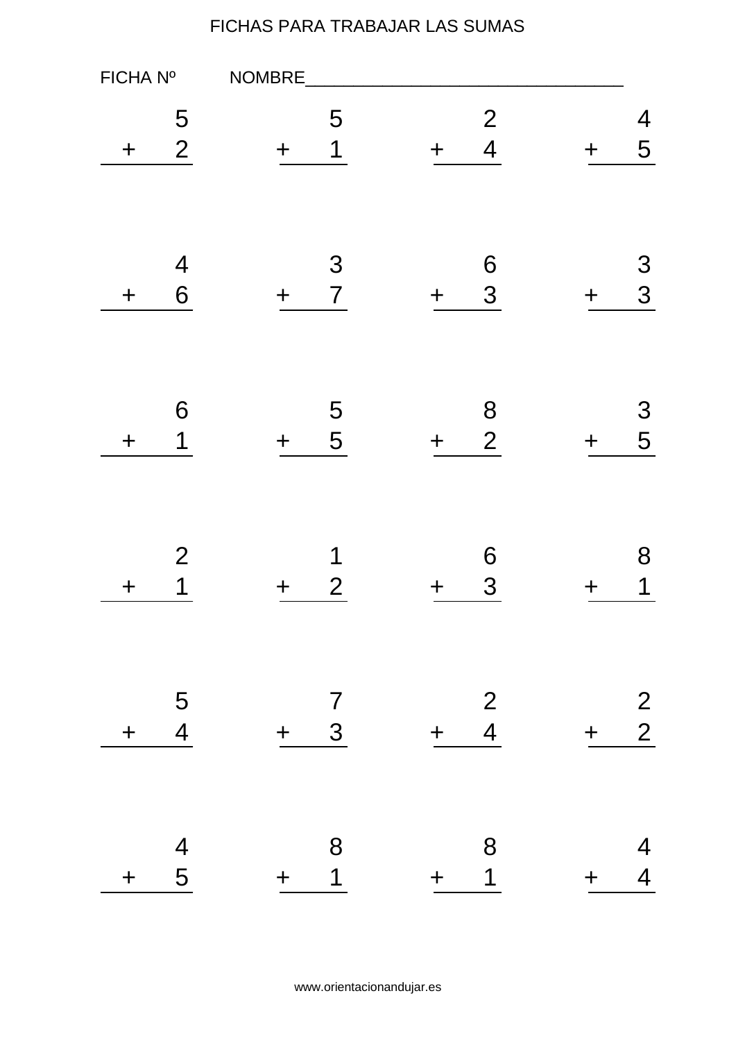# FICHAS PARA TRABAJAR LAS SUMAS

FICHA Nº NOMBRE___________________________________

$$\begin{array}{r} 5 \\ +\ 2 \\ \hline \end{array} \qquad \begin{array}{r} 5 \\ +\ 1 \\ \hline \end{array} \qquad \begin{array}{r} 2 \\ +\ 4 \\ \hline \end{array} \qquad \begin{array}{r} 4 \\ +\ 5 \\ \hline \end{array}$$

$$\begin{array}{r} 4 \\ +\ 6 \\ \hline \end{array} \qquad \begin{array}{r} 3 \\ +\ 7 \\ \hline \end{array} \qquad \begin{array}{r} 6 \\ +\ 3 \\ \hline \end{array} \qquad \begin{array}{r} 3 \\ +\ 3 \\ \hline \end{array}$$

$$\begin{array}{r} 6 \\ +\ 1 \\ \hline \end{array} \qquad \begin{array}{r} 5 \\ +\ 5 \\ \hline \end{array} \qquad \begin{array}{r} 8 \\ +\ 2 \\ \hline \end{array} \qquad \begin{array}{r} 3 \\ +\ 5 \\ \hline \end{array}$$

$$\begin{array}{r} 2 \\ +\ 1 \\ \hline \end{array} \qquad \begin{array}{r} 1 \\ +\ 2 \\ \hline \end{array} \qquad \begin{array}{r} 6 \\ +\ 3 \\ \hline \end{array} \qquad \begin{array}{r} 8 \\ +\ 1 \\ \hline \end{array}$$

$$\begin{array}{r} 5 \\ +\ 4 \\ \hline \end{array} \qquad \begin{array}{r} 7 \\ +\ 3 \\ \hline \end{array} \qquad \begin{array}{r} 2 \\ +\ 4 \\ \hline \end{array} \qquad \begin{array}{r} 2 \\ +\ 2 \\ \hline \end{array}$$

$$\begin{array}{r} 4 \\ +\ 5 \\ \hline \end{array} \qquad \begin{array}{r} 8 \\ +\ 1 \\ \hline \end{array} \qquad \begin{array}{r} 8 \\ +\ 1 \\ \hline \end{array} \qquad \begin{array}{r} 4 \\ +\ 4 \\ \hline \end{array}$$

www.orientacionandujar.es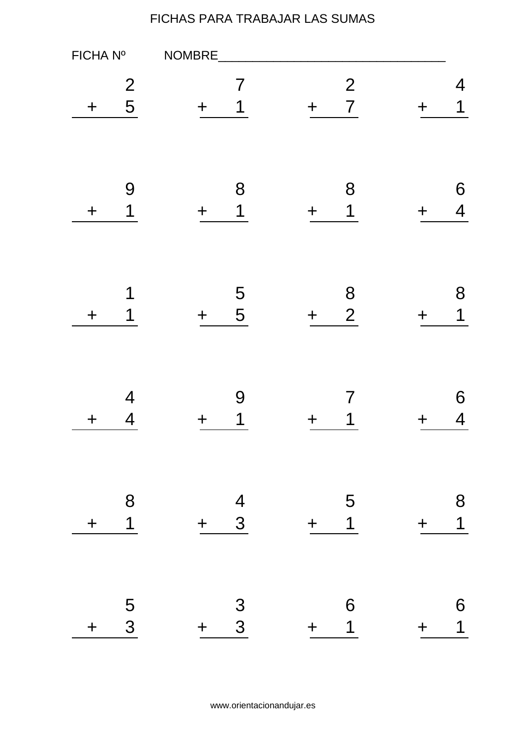FICHAS PARA TRABAJAR LAS SUMAS

FICHA Nº NOMBRE___________________________________

| | | | |
|---|---|---|---|
| $\begin{array}{r} 2 \\ +\ 5 \\ \hline \end{array}$ | $\begin{array}{r} 7 \\ +\ 1 \\ \hline \end{array}$ | $\begin{array}{r} 2 \\ +\ 7 \\ \hline \end{array}$ | $\begin{array}{r} 4 \\ +\ 1 \\ \hline \end{array}$ |
| $\begin{array}{r} 9 \\ +\ 1 \\ \hline \end{array}$ | $\begin{array}{r} 8 \\ +\ 1 \\ \hline \end{array}$ | $\begin{array}{r} 8 \\ +\ 1 \\ \hline \end{array}$ | $\begin{array}{r} 6 \\ +\ 4 \\ \hline \end{array}$ |
| $\begin{array}{r} 1 \\ +\ 1 \\ \hline \end{array}$ | $\begin{array}{r} 5 \\ +\ 5 \\ \hline \end{array}$ | $\begin{array}{r} 8 \\ +\ 2 \\ \hline \end{array}$ | $\begin{array}{r} 8 \\ +\ 1 \\ \hline \end{array}$ |
| $\begin{array}{r} 4 \\ +\ 4 \\ \hline \end{array}$ | $\begin{array}{r} 9 \\ +\ 1 \\ \hline \end{array}$ | $\begin{array}{r} 7 \\ +\ 1 \\ \hline \end{array}$ | $\begin{array}{r} 6 \\ +\ 4 \\ \hline \end{array}$ |
| $\begin{array}{r} 8 \\ +\ 1 \\ \hline \end{array}$ | $\begin{array}{r} 4 \\ +\ 3 \\ \hline \end{array}$ | $\begin{array}{r} 5 \\ +\ 1 \\ \hline \end{array}$ | $\begin{array}{r} 8 \\ +\ 1 \\ \hline \end{array}$ |
| $\begin{array}{r} 5 \\ +\ 3 \\ \hline \end{array}$ | $\begin{array}{r} 3 \\ +\ 3 \\ \hline \end{array}$ | $\begin{array}{r} 6 \\ +\ 1 \\ \hline \end{array}$ | $\begin{array}{r} 6 \\ +\ 1 \\ \hline \end{array}$ |

www.orientacionandujar.es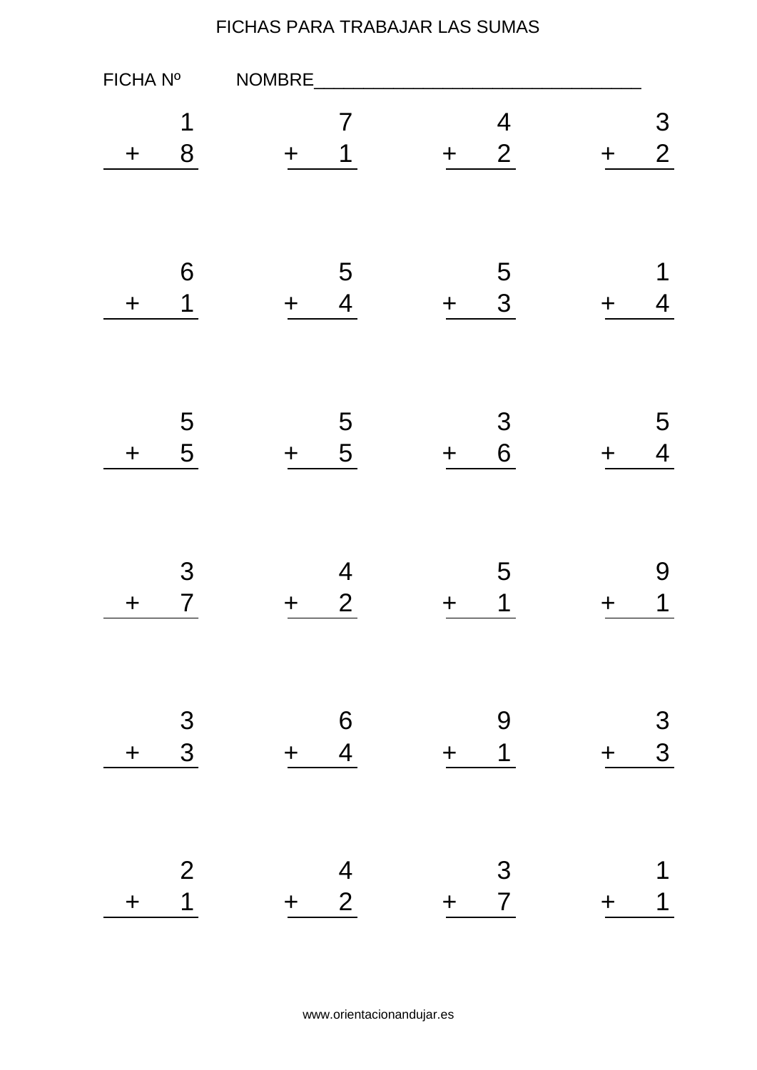FICHAS PARA TRABAJAR LAS SUMAS

FICHA Nº NOMBRE___________________________________

| | | | |
|---|---|---|---|
| $\begin{array}{r} 1 \\ +\ 8 \\ \hline \end{array}$ | $\begin{array}{r} 7 \\ +\ 1 \\ \hline \end{array}$ | $\begin{array}{r} 4 \\ +\ 2 \\ \hline \end{array}$ | $\begin{array}{r} 3 \\ +\ 2 \\ \hline \end{array}$ |
| $\begin{array}{r} 6 \\ +\ 1 \\ \hline \end{array}$ | $\begin{array}{r} 5 \\ +\ 4 \\ \hline \end{array}$ | $\begin{array}{r} 5 \\ +\ 3 \\ \hline \end{array}$ | $\begin{array}{r} 1 \\ +\ 4 \\ \hline \end{array}$ |
| $\begin{array}{r} 5 \\ +\ 5 \\ \hline \end{array}$ | $\begin{array}{r} 5 \\ +\ 5 \\ \hline \end{array}$ | $\begin{array}{r} 3 \\ +\ 6 \\ \hline \end{array}$ | $\begin{array}{r} 5 \\ +\ 4 \\ \hline \end{array}$ |
| $\begin{array}{r} 3 \\ +\ 7 \\ \hline \end{array}$ | $\begin{array}{r} 4 \\ +\ 2 \\ \hline \end{array}$ | $\begin{array}{r} 5 \\ +\ 1 \\ \hline \end{array}$ | $\begin{array}{r} 9 \\ +\ 1 \\ \hline \end{array}$ |
| $\begin{array}{r} 3 \\ +\ 3 \\ \hline \end{array}$ | $\begin{array}{r} 6 \\ +\ 4 \\ \hline \end{array}$ | $\begin{array}{r} 9 \\ +\ 1 \\ \hline \end{array}$ | $\begin{array}{r} 3 \\ +\ 3 \\ \hline \end{array}$ |
| $\begin{array}{r} 2 \\ +\ 1 \\ \hline \end{array}$ | $\begin{array}{r} 4 \\ +\ 2 \\ \hline \end{array}$ | $\begin{array}{r} 3 \\ +\ 7 \\ \hline \end{array}$ | $\begin{array}{r} 1 \\ +\ 1 \\ \hline \end{array}$ |

www.orientacionandujar.es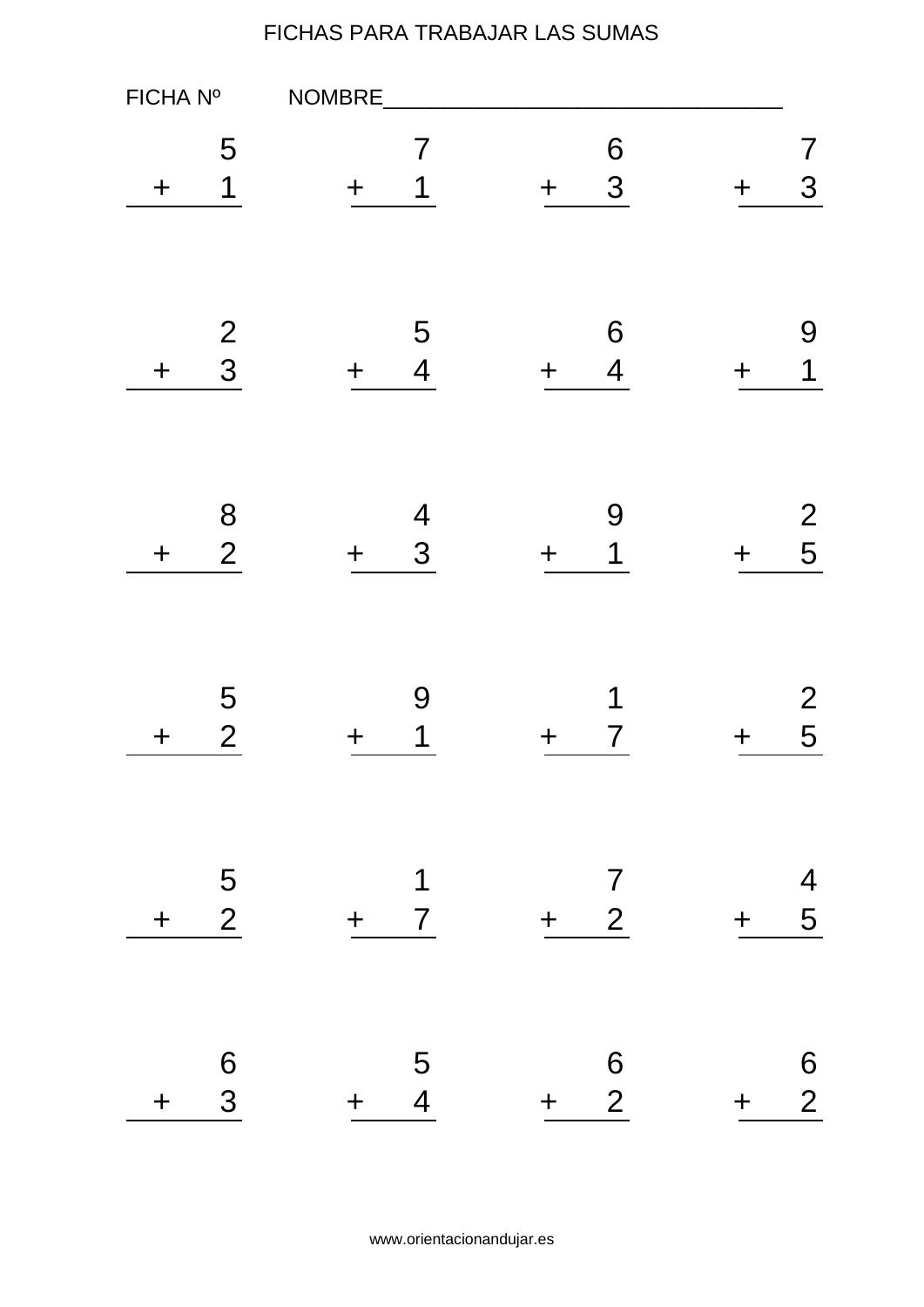FICHAS PARA TRABAJAR LAS SUMAS

FICHA Nº NOMBRE___________________________________

$$\begin{array}{r} 5 \\ +\ 1 \\ \hline \end{array} \qquad \begin{array}{r} 7 \\ +\ 1 \\ \hline \end{array} \qquad \begin{array}{r} 6 \\ +\ 3 \\ \hline \end{array} \qquad \begin{array}{r} 7 \\ +\ 3 \\ \hline \end{array}$$

$$\begin{array}{r} 2 \\ +\ 3 \\ \hline \end{array} \qquad \begin{array}{r} 5 \\ +\ 4 \\ \hline \end{array} \qquad \begin{array}{r} 6 \\ +\ 4 \\ \hline \end{array} \qquad \begin{array}{r} 9 \\ +\ 1 \\ \hline \end{array}$$

$$\begin{array}{r} 8 \\ +\ 2 \\ \hline \end{array} \qquad \begin{array}{r} 4 \\ +\ 3 \\ \hline \end{array} \qquad \begin{array}{r} 9 \\ +\ 1 \\ \hline \end{array} \qquad \begin{array}{r} 2 \\ +\ 5 \\ \hline \end{array}$$

$$\begin{array}{r} 5 \\ +\ 2 \\ \hline \end{array} \qquad \begin{array}{r} 9 \\ +\ 1 \\ \hline \end{array} \qquad \begin{array}{r} 1 \\ +\ 7 \\ \hline \end{array} \qquad \begin{array}{r} 2 \\ +\ 5 \\ \hline \end{array}$$

$$\begin{array}{r} 5 \\ +\ 2 \\ \hline \end{array} \qquad \begin{array}{r} 1 \\ +\ 7 \\ \hline \end{array} \qquad \begin{array}{r} 7 \\ +\ 2 \\ \hline \end{array} \qquad \begin{array}{r} 4 \\ +\ 5 \\ \hline \end{array}$$

$$\begin{array}{r} 6 \\ +\ 3 \\ \hline \end{array} \qquad \begin{array}{r} 5 \\ +\ 4 \\ \hline \end{array} \qquad \begin{array}{r} 6 \\ +\ 2 \\ \hline \end{array} \qquad \begin{array}{r} 6 \\ +\ 2 \\ \hline \end{array}$$

www.orientacionandujar.es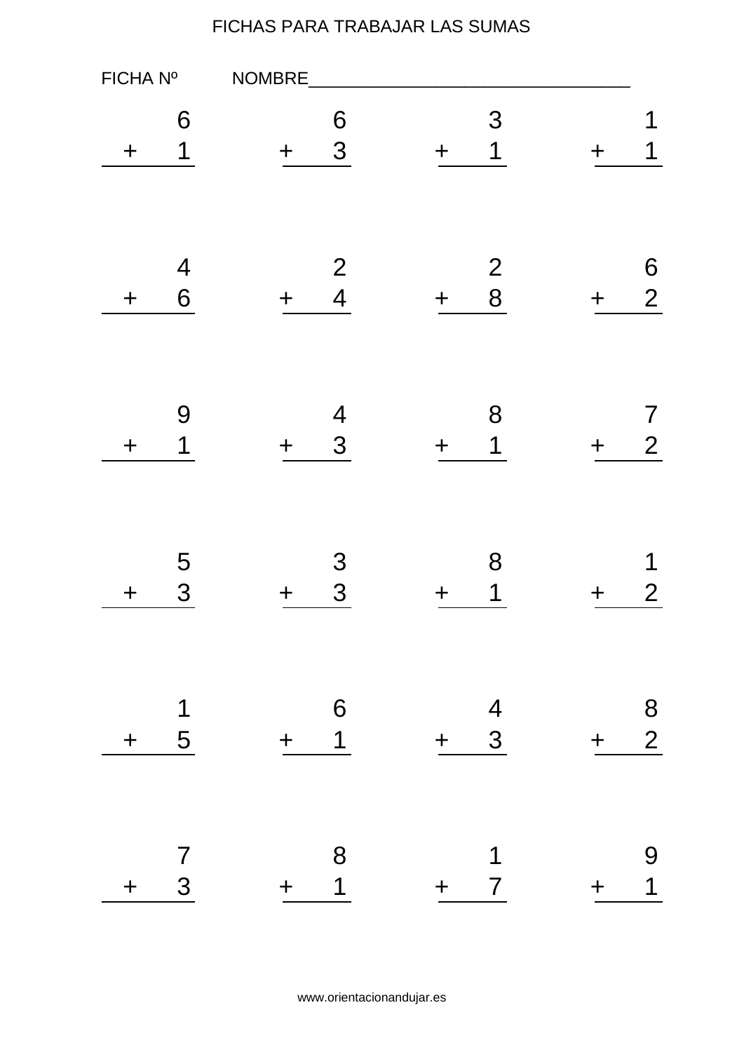FICHAS PARA TRABAJAR LAS SUMAS

FICHA Nº NOMBRE__________________________________

| | | | |
|---|---|---|---|
| $\begin{array}{r} 6 \\ +\ 1 \\ \hline \end{array}$ | $\begin{array}{r} 6 \\ +\ 3 \\ \hline \end{array}$ | $\begin{array}{r} 3 \\ +\ 1 \\ \hline \end{array}$ | $\begin{array}{r} 1 \\ +\ 1 \\ \hline \end{array}$ |
| $\begin{array}{r} 4 \\ +\ 6 \\ \hline \end{array}$ | $\begin{array}{r} 2 \\ +\ 4 \\ \hline \end{array}$ | $\begin{array}{r} 2 \\ +\ 8 \\ \hline \end{array}$ | $\begin{array}{r} 6 \\ +\ 2 \\ \hline \end{array}$ |
| $\begin{array}{r} 9 \\ +\ 1 \\ \hline \end{array}$ | $\begin{array}{r} 4 \\ +\ 3 \\ \hline \end{array}$ | $\begin{array}{r} 8 \\ +\ 1 \\ \hline \end{array}$ | $\begin{array}{r} 7 \\ +\ 2 \\ \hline \end{array}$ |
| $\begin{array}{r} 5 \\ +\ 3 \\ \hline \end{array}$ | $\begin{array}{r} 3 \\ +\ 3 \\ \hline \end{array}$ | $\begin{array}{r} 8 \\ +\ 1 \\ \hline \end{array}$ | $\begin{array}{r} 1 \\ +\ 2 \\ \hline \end{array}$ |
| $\begin{array}{r} 1 \\ +\ 5 \\ \hline \end{array}$ | $\begin{array}{r} 6 \\ +\ 1 \\ \hline \end{array}$ | $\begin{array}{r} 4 \\ +\ 3 \\ \hline \end{array}$ | $\begin{array}{r} 8 \\ +\ 2 \\ \hline \end{array}$ |
| $\begin{array}{r} 7 \\ +\ 3 \\ \hline \end{array}$ | $\begin{array}{r} 8 \\ +\ 1 \\ \hline \end{array}$ | $\begin{array}{r} 1 \\ +\ 7 \\ \hline \end{array}$ | $\begin{array}{r} 9 \\ +\ 1 \\ \hline \end{array}$ |

www.orientacionandujar.es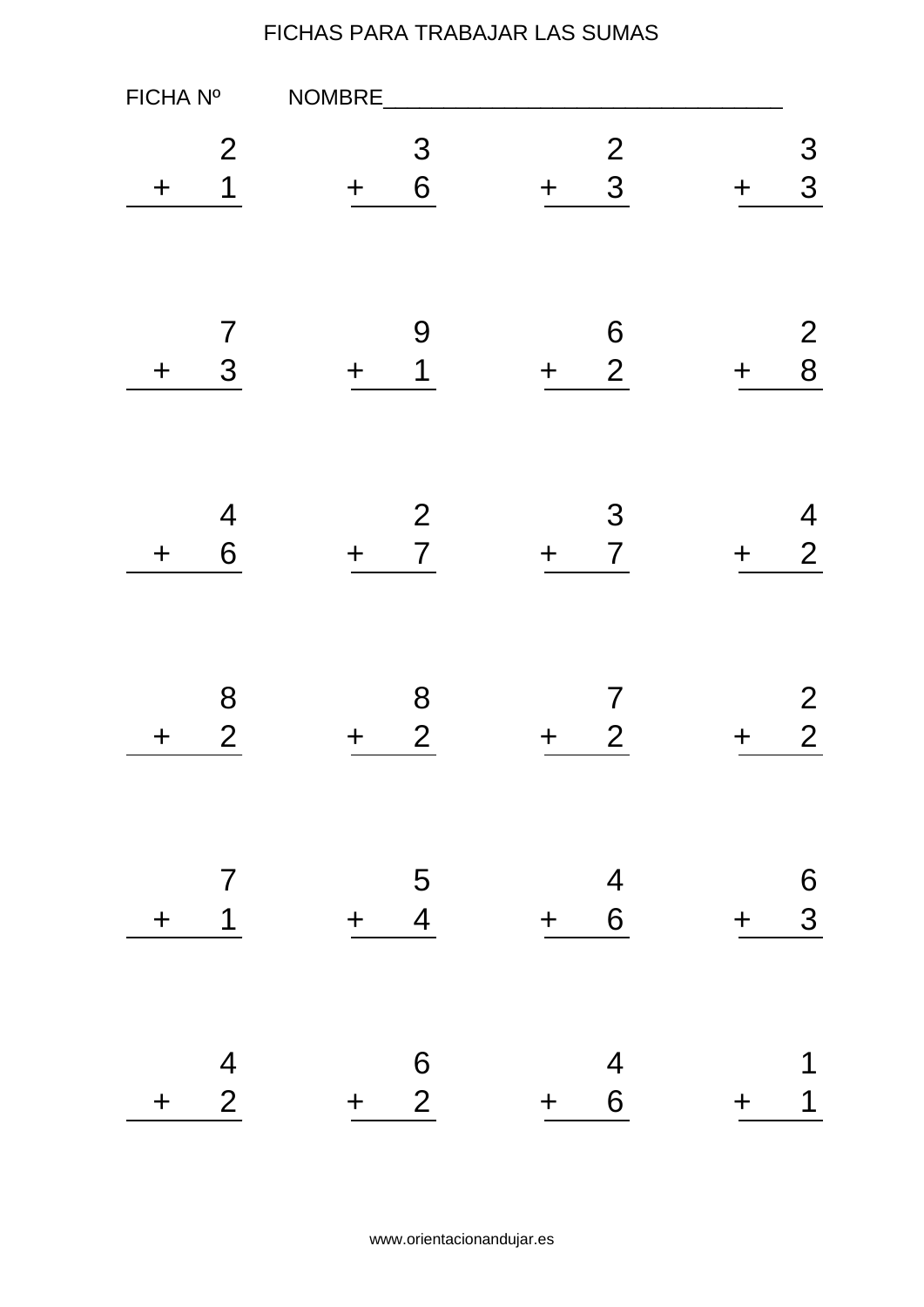FICHAS PARA TRABAJAR LAS SUMAS

FICHA Nº NOMBRE___________________________________

$$\begin{array}{r}2\\+\;1\\\hline\end{array}\qquad\begin{array}{r}3\\+\;6\\\hline\end{array}\qquad\begin{array}{r}2\\+\;3\\\hline\end{array}\qquad\begin{array}{r}3\\+\;3\\\hline\end{array}$$

$$\begin{array}{r}7\\+\;3\\\hline\end{array}\qquad\begin{array}{r}9\\+\;1\\\hline\end{array}\qquad\begin{array}{r}6\\+\;2\\\hline\end{array}\qquad\begin{array}{r}2\\+\;8\\\hline\end{array}$$

$$\begin{array}{r}4\\+\;6\\\hline\end{array}\qquad\begin{array}{r}2\\+\;7\\\hline\end{array}\qquad\begin{array}{r}3\\+\;7\\\hline\end{array}\qquad\begin{array}{r}4\\+\;2\\\hline\end{array}$$

$$\begin{array}{r}8\\+\;2\\\hline\end{array}\qquad\begin{array}{r}8\\+\;2\\\hline\end{array}\qquad\begin{array}{r}7\\+\;2\\\hline\end{array}\qquad\begin{array}{r}2\\+\;2\\\hline\end{array}$$

$$\begin{array}{r}7\\+\;1\\\hline\end{array}\qquad\begin{array}{r}5\\+\;4\\\hline\end{array}\qquad\begin{array}{r}4\\+\;6\\\hline\end{array}\qquad\begin{array}{r}6\\+\;3\\\hline\end{array}$$

$$\begin{array}{r}4\\+\;2\\\hline\end{array}\qquad\begin{array}{r}6\\+\;2\\\hline\end{array}\qquad\begin{array}{r}4\\+\;6\\\hline\end{array}\qquad\begin{array}{r}1\\+\;1\\\hline\end{array}$$

www.orientacionandujar.es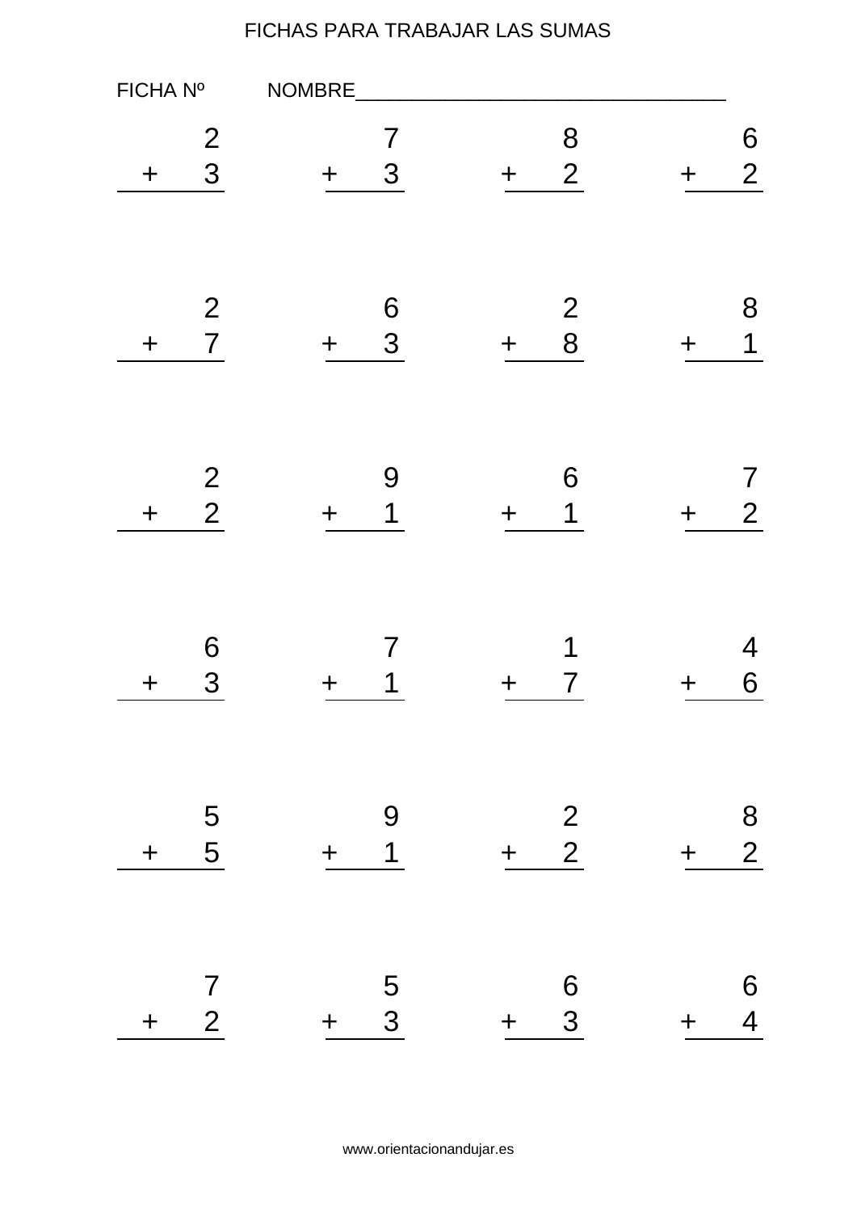FICHAS PARA TRABAJAR LAS SUMAS

FICHA Nº NOMBRE___________________________________

$$\begin{array}{r} 2 \\ +\ 3 \\ \hline \end{array} \qquad \begin{array}{r} 7 \\ +\ 3 \\ \hline \end{array} \qquad \begin{array}{r} 8 \\ +\ 2 \\ \hline \end{array} \qquad \begin{array}{r} 6 \\ +\ 2 \\ \hline \end{array}$$

$$\begin{array}{r} 2 \\ +\ 7 \\ \hline \end{array} \qquad \begin{array}{r} 6 \\ +\ 3 \\ \hline \end{array} \qquad \begin{array}{r} 2 \\ +\ 8 \\ \hline \end{array} \qquad \begin{array}{r} 8 \\ +\ 1 \\ \hline \end{array}$$

$$\begin{array}{r} 2 \\ +\ 2 \\ \hline \end{array} \qquad \begin{array}{r} 9 \\ +\ 1 \\ \hline \end{array} \qquad \begin{array}{r} 6 \\ +\ 1 \\ \hline \end{array} \qquad \begin{array}{r} 7 \\ +\ 2 \\ \hline \end{array}$$

$$\begin{array}{r} 6 \\ +\ 3 \\ \hline \end{array} \qquad \begin{array}{r} 7 \\ +\ 1 \\ \hline \end{array} \qquad \begin{array}{r} 1 \\ +\ 7 \\ \hline \end{array} \qquad \begin{array}{r} 4 \\ +\ 6 \\ \hline \end{array}$$

$$\begin{array}{r} 5 \\ +\ 5 \\ \hline \end{array} \qquad \begin{array}{r} 9 \\ +\ 1 \\ \hline \end{array} \qquad \begin{array}{r} 2 \\ +\ 2 \\ \hline \end{array} \qquad \begin{array}{r} 8 \\ +\ 2 \\ \hline \end{array}$$

$$\begin{array}{r} 7 \\ +\ 2 \\ \hline \end{array} \qquad \begin{array}{r} 5 \\ +\ 3 \\ \hline \end{array} \qquad \begin{array}{r} 6 \\ +\ 3 \\ \hline \end{array} \qquad \begin{array}{r} 6 \\ +\ 4 \\ \hline \end{array}$$

www.orientacionandujar.es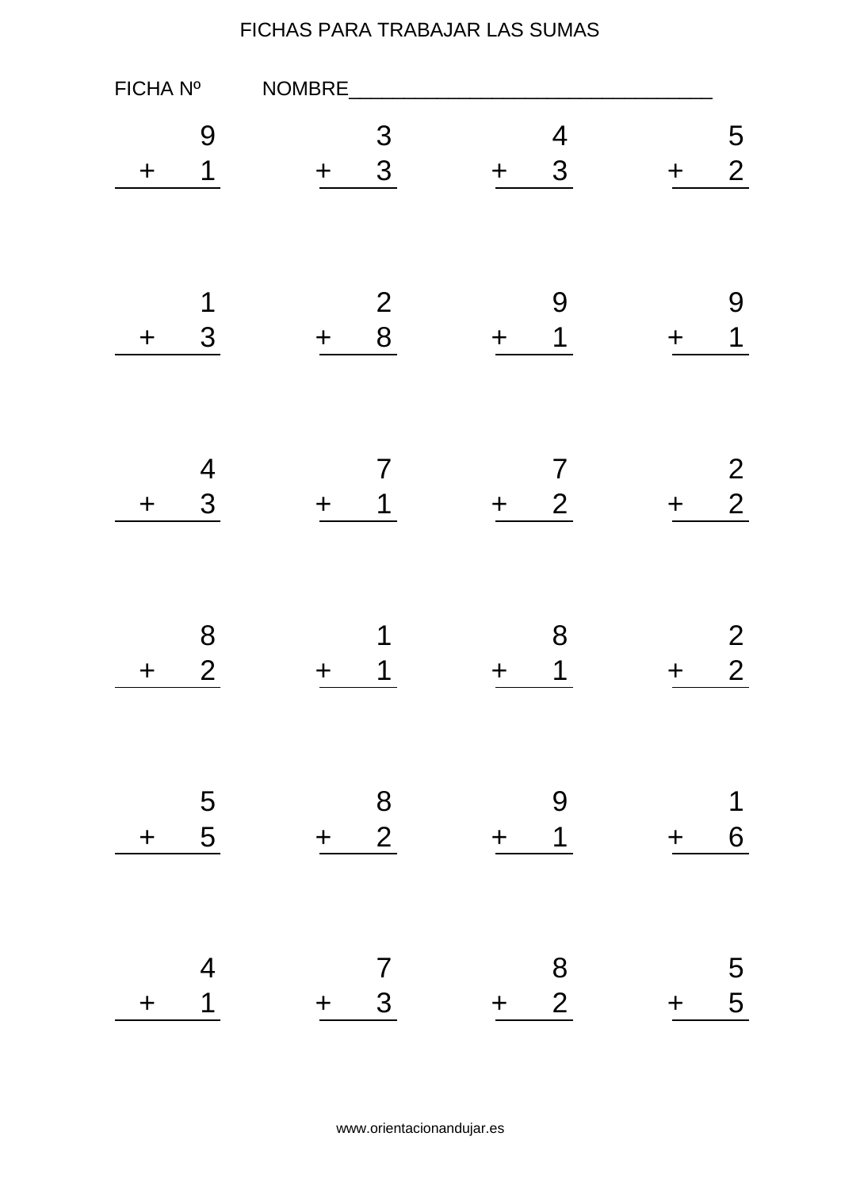FICHAS PARA TRABAJAR LAS SUMAS

FICHA Nº NOMBRE___________________________________

| | | | |
|---|---|---|---|
| $9 + 1$ | $3 + 3$ | $4 + 3$ | $5 + 2$ |
| $1 + 3$ | $2 + 8$ | $9 + 1$ | $9 + 1$ |
| $4 + 3$ | $7 + 1$ | $7 + 2$ | $2 + 2$ |
| $8 + 2$ | $1 + 1$ | $8 + 1$ | $2 + 2$ |
| $5 + 5$ | $8 + 2$ | $9 + 1$ | $1 + 6$ |
| $4 + 1$ | $7 + 3$ | $8 + 2$ | $5 + 5$ |

www.orientacionandujar.es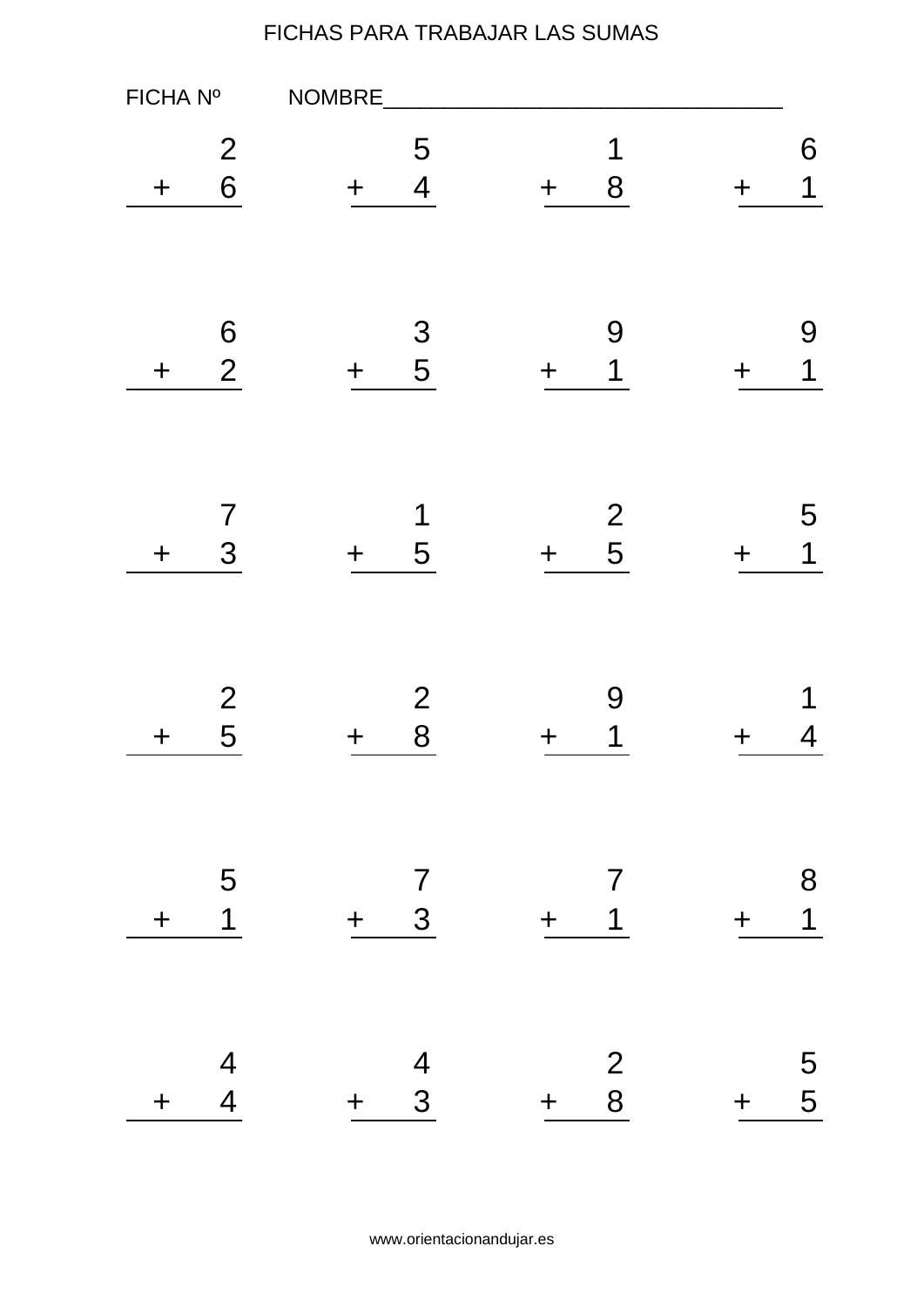FICHAS PARA TRABAJAR LAS SUMAS

FICHA Nº NOMBRE___________________________________

|   |   |   |   |
|---|---|---|---|
| $2 + 6$ | $5 + 4$ | $1 + 8$ | $6 + 1$ |
| $6 + 2$ | $3 + 5$ | $9 + 1$ | $9 + 1$ |
| $7 + 3$ | $1 + 5$ | $2 + 5$ | $5 + 1$ |
| $2 + 5$ | $2 + 8$ | $9 + 1$ | $1 + 4$ |
| $5 + 1$ | $7 + 3$ | $7 + 1$ | $8 + 1$ |
| $4 + 4$ | $4 + 3$ | $2 + 8$ | $5 + 5$ |

www.orientacionandujar.es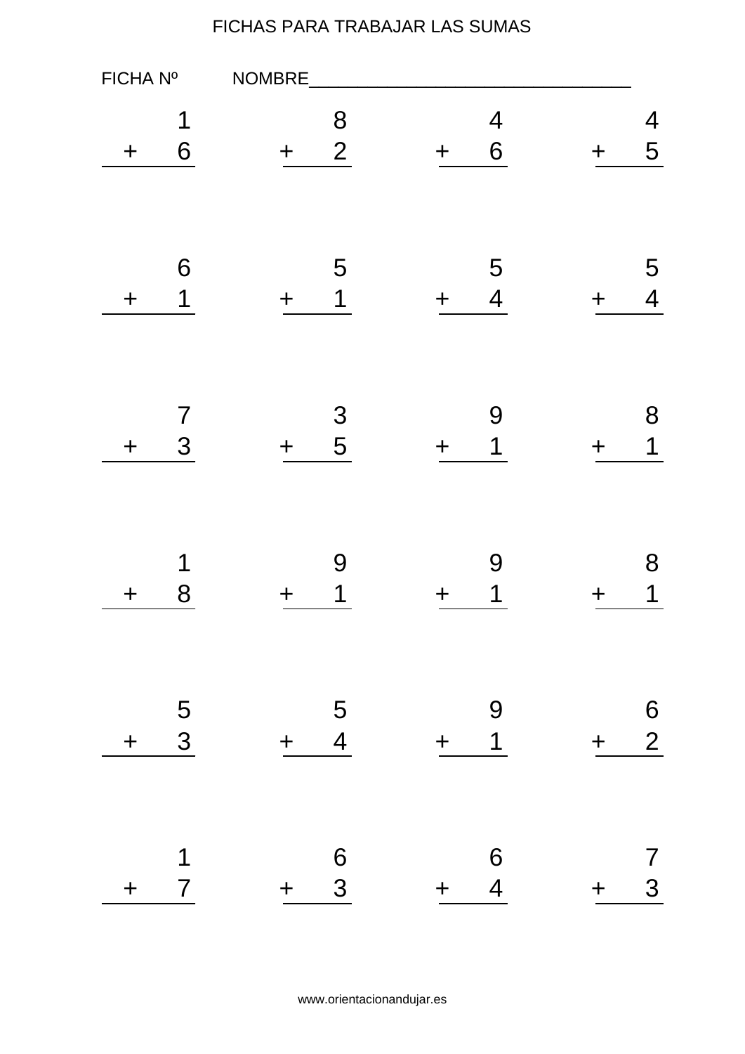# FICHAS PARA TRABAJAR LAS SUMAS

FICHA Nº NOMBRE___________________________________

| | | | |
|---|---|---|---|
| $1 + 6$ | $8 + 2$ | $4 + 6$ | $4 + 5$ |
| $6 + 1$ | $5 + 1$ | $5 + 4$ | $5 + 4$ |
| $7 + 3$ | $3 + 5$ | $9 + 1$ | $8 + 1$ |
| $1 + 8$ | $9 + 1$ | $9 + 1$ | $8 + 1$ |
| $5 + 3$ | $5 + 4$ | $9 + 1$ | $6 + 2$ |
| $1 + 7$ | $6 + 3$ | $6 + 4$ | $7 + 3$ |

www.orientacionandujar.es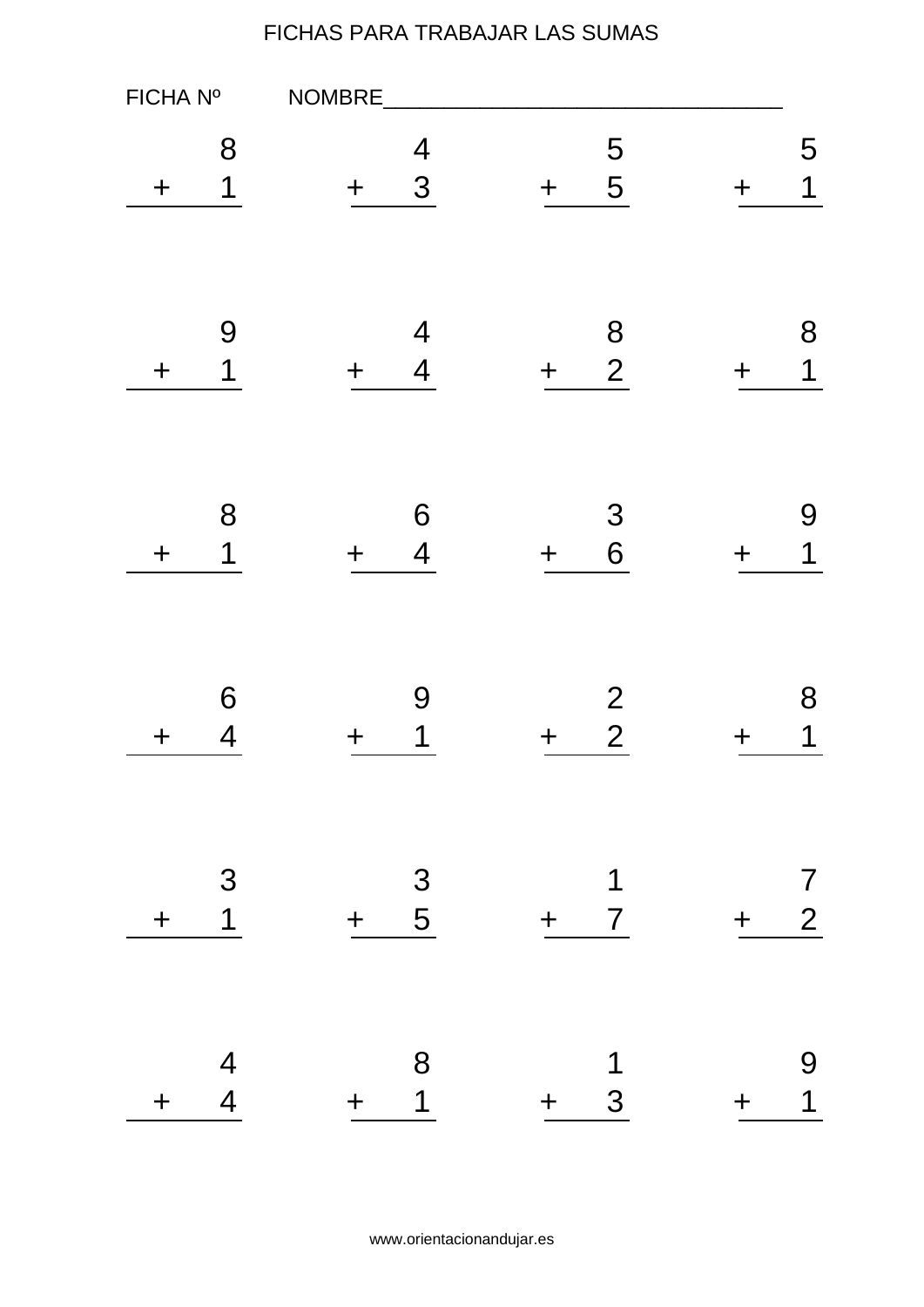FICHAS PARA TRABAJAR LAS SUMAS

FICHA Nº NOMBRE\_\_\_\_\_\_\_\_\_\_\_\_\_\_\_\_\_\_\_\_\_\_\_\_\_\_\_\_\_\_\_\_\_\_

$$\begin{array}{r} 8 \\ +\ 1 \\ \hline \end{array} \qquad \begin{array}{r} 4 \\ +\ 3 \\ \hline \end{array} \qquad \begin{array}{r} 5 \\ +\ 5 \\ \hline \end{array} \qquad \begin{array}{r} 5 \\ +\ 1 \\ \hline \end{array}$$

$$\begin{array}{r} 9 \\ +\ 1 \\ \hline \end{array} \qquad \begin{array}{r} 4 \\ +\ 4 \\ \hline \end{array} \qquad \begin{array}{r} 8 \\ +\ 2 \\ \hline \end{array} \qquad \begin{array}{r} 8 \\ +\ 1 \\ \hline \end{array}$$

$$\begin{array}{r} 8 \\ +\ 1 \\ \hline \end{array} \qquad \begin{array}{r} 6 \\ +\ 4 \\ \hline \end{array} \qquad \begin{array}{r} 3 \\ +\ 6 \\ \hline \end{array} \qquad \begin{array}{r} 9 \\ +\ 1 \\ \hline \end{array}$$

$$\begin{array}{r} 6 \\ +\ 4 \\ \hline \end{array} \qquad \begin{array}{r} 9 \\ +\ 1 \\ \hline \end{array} \qquad \begin{array}{r} 2 \\ +\ 2 \\ \hline \end{array} \qquad \begin{array}{r} 8 \\ +\ 1 \\ \hline \end{array}$$

$$\begin{array}{r} 3 \\ +\ 1 \\ \hline \end{array} \qquad \begin{array}{r} 3 \\ +\ 5 \\ \hline \end{array} \qquad \begin{array}{r} 1 \\ +\ 7 \\ \hline \end{array} \qquad \begin{array}{r} 7 \\ +\ 2 \\ \hline \end{array}$$

$$\begin{array}{r} 4 \\ +\ 4 \\ \hline \end{array} \qquad \begin{array}{r} 8 \\ +\ 1 \\ \hline \end{array} \qquad \begin{array}{r} 1 \\ +\ 3 \\ \hline \end{array} \qquad \begin{array}{r} 9 \\ +\ 1 \\ \hline \end{array}$$

www.orientacionandujar.es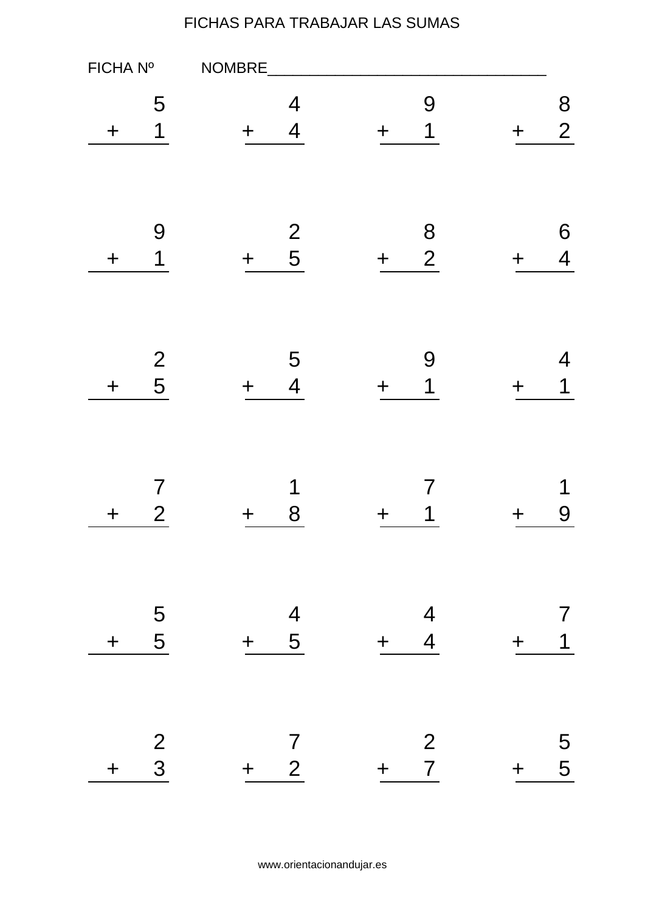FICHAS PARA TRABAJAR LAS SUMAS

FICHA Nº NOMBRE___________________________________

$$\begin{array}{r} 5 \\ +\ 1 \\ \hline \end{array} \qquad \begin{array}{r} 4 \\ +\ 4 \\ \hline \end{array} \qquad \begin{array}{r} 9 \\ +\ 1 \\ \hline \end{array} \qquad \begin{array}{r} 8 \\ +\ 2 \\ \hline \end{array}$$

$$\begin{array}{r} 9 \\ +\ 1 \\ \hline \end{array} \qquad \begin{array}{r} 2 \\ +\ 5 \\ \hline \end{array} \qquad \begin{array}{r} 8 \\ +\ 2 \\ \hline \end{array} \qquad \begin{array}{r} 6 \\ +\ 4 \\ \hline \end{array}$$

$$\begin{array}{r} 2 \\ +\ 5 \\ \hline \end{array} \qquad \begin{array}{r} 5 \\ +\ 4 \\ \hline \end{array} \qquad \begin{array}{r} 9 \\ +\ 1 \\ \hline \end{array} \qquad \begin{array}{r} 4 \\ +\ 1 \\ \hline \end{array}$$

$$\begin{array}{r} 7 \\ +\ 2 \\ \hline \end{array} \qquad \begin{array}{r} 1 \\ +\ 8 \\ \hline \end{array} \qquad \begin{array}{r} 7 \\ +\ 1 \\ \hline \end{array} \qquad \begin{array}{r} 1 \\ +\ 9 \\ \hline \end{array}$$

$$\begin{array}{r} 5 \\ +\ 5 \\ \hline \end{array} \qquad \begin{array}{r} 4 \\ +\ 5 \\ \hline \end{array} \qquad \begin{array}{r} 4 \\ +\ 4 \\ \hline \end{array} \qquad \begin{array}{r} 7 \\ +\ 1 \\ \hline \end{array}$$

$$\begin{array}{r} 2 \\ +\ 3 \\ \hline \end{array} \qquad \begin{array}{r} 7 \\ +\ 2 \\ \hline \end{array} \qquad \begin{array}{r} 2 \\ +\ 7 \\ \hline \end{array} \qquad \begin{array}{r} 5 \\ +\ 5 \\ \hline \end{array}$$

www.orientacionandujar.es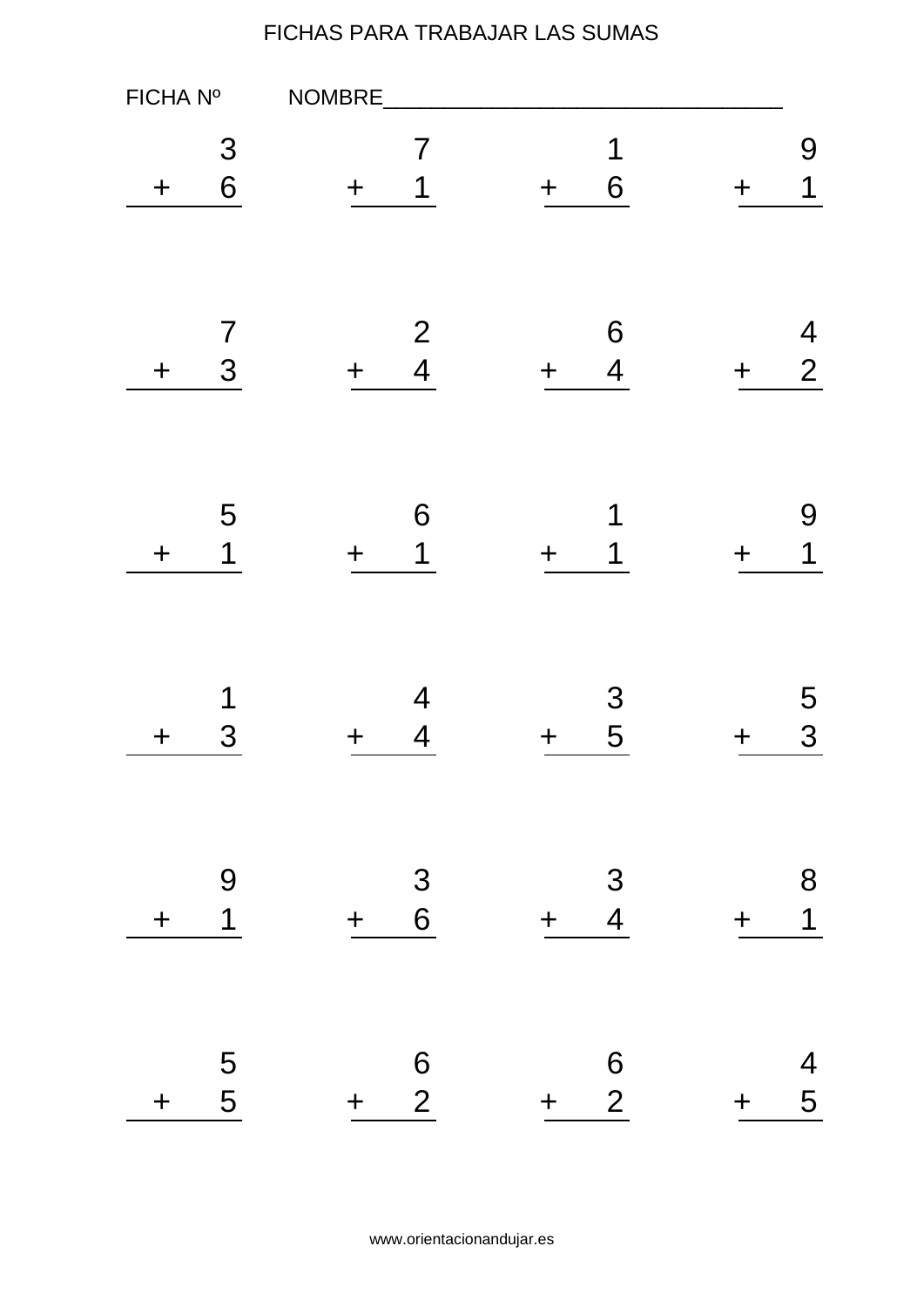FICHAS PARA TRABAJAR LAS SUMAS

FICHA Nº NOMBRE___________________________________

|  |  |  |  |
|---|---|---|---|
| $\begin{array}{r} 3 \\ +\ 6 \\ \hline \end{array}$ | $\begin{array}{r} 7 \\ +\ 1 \\ \hline \end{array}$ | $\begin{array}{r} 1 \\ +\ 6 \\ \hline \end{array}$ | $\begin{array}{r} 9 \\ +\ 1 \\ \hline \end{array}$ |
| $\begin{array}{r} 7 \\ +\ 3 \\ \hline \end{array}$ | $\begin{array}{r} 2 \\ +\ 4 \\ \hline \end{array}$ | $\begin{array}{r} 6 \\ +\ 4 \\ \hline \end{array}$ | $\begin{array}{r} 4 \\ +\ 2 \\ \hline \end{array}$ |
| $\begin{array}{r} 5 \\ +\ 1 \\ \hline \end{array}$ | $\begin{array}{r} 6 \\ +\ 1 \\ \hline \end{array}$ | $\begin{array}{r} 1 \\ +\ 1 \\ \hline \end{array}$ | $\begin{array}{r} 9 \\ +\ 1 \\ \hline \end{array}$ |
| $\begin{array}{r} 1 \\ +\ 3 \\ \hline \end{array}$ | $\begin{array}{r} 4 \\ +\ 4 \\ \hline \end{array}$ | $\begin{array}{r} 3 \\ +\ 5 \\ \hline \end{array}$ | $\begin{array}{r} 5 \\ +\ 3 \\ \hline \end{array}$ |
| $\begin{array}{r} 9 \\ +\ 1 \\ \hline \end{array}$ | $\begin{array}{r} 3 \\ +\ 6 \\ \hline \end{array}$ | $\begin{array}{r} 3 \\ +\ 4 \\ \hline \end{array}$ | $\begin{array}{r} 8 \\ +\ 1 \\ \hline \end{array}$ |
| $\begin{array}{r} 5 \\ +\ 5 \\ \hline \end{array}$ | $\begin{array}{r} 6 \\ +\ 2 \\ \hline \end{array}$ | $\begin{array}{r} 6 \\ +\ 2 \\ \hline \end{array}$ | $\begin{array}{r} 4 \\ +\ 5 \\ \hline \end{array}$ |

www.orientacionandujar.es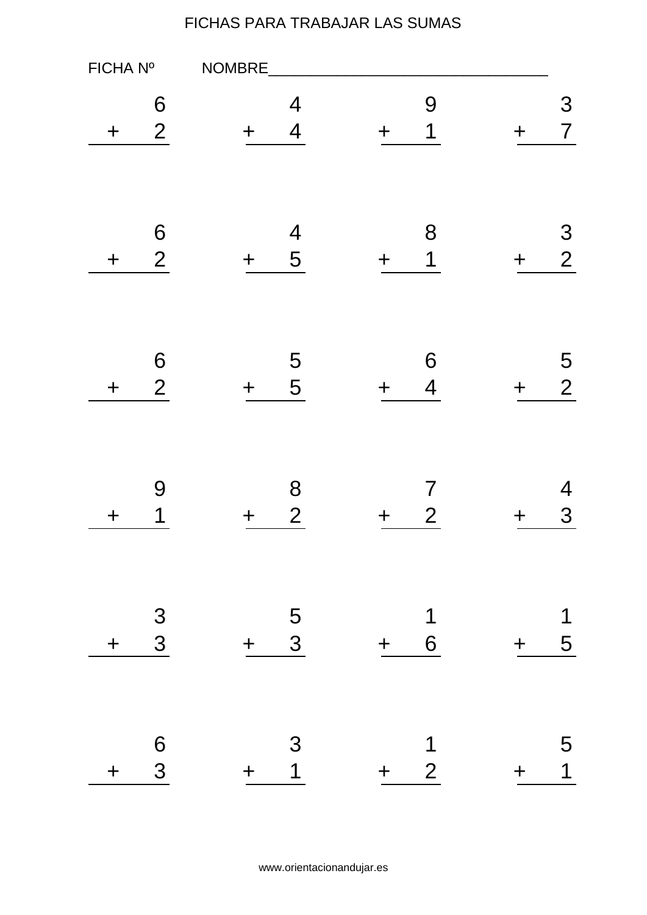FICHAS PARA TRABAJAR LAS SUMAS

FICHA Nº NOMBRE___________________________________

$$\begin{array}{r} 6 \\ +\ 2 \\ \hline \end{array} \qquad \begin{array}{r} 4 \\ +\ 4 \\ \hline \end{array} \qquad \begin{array}{r} 9 \\ +\ 1 \\ \hline \end{array} \qquad \begin{array}{r} 3 \\ +\ 7 \\ \hline \end{array}$$

$$\begin{array}{r} 6 \\ +\ 2 \\ \hline \end{array} \qquad \begin{array}{r} 4 \\ +\ 5 \\ \hline \end{array} \qquad \begin{array}{r} 8 \\ +\ 1 \\ \hline \end{array} \qquad \begin{array}{r} 3 \\ +\ 2 \\ \hline \end{array}$$

$$\begin{array}{r} 6 \\ +\ 2 \\ \hline \end{array} \qquad \begin{array}{r} 5 \\ +\ 5 \\ \hline \end{array} \qquad \begin{array}{r} 6 \\ +\ 4 \\ \hline \end{array} \qquad \begin{array}{r} 5 \\ +\ 2 \\ \hline \end{array}$$

$$\begin{array}{r} 9 \\ +\ 1 \\ \hline \end{array} \qquad \begin{array}{r} 8 \\ +\ 2 \\ \hline \end{array} \qquad \begin{array}{r} 7 \\ +\ 2 \\ \hline \end{array} \qquad \begin{array}{r} 4 \\ +\ 3 \\ \hline \end{array}$$

$$\begin{array}{r} 3 \\ +\ 3 \\ \hline \end{array} \qquad \begin{array}{r} 5 \\ +\ 3 \\ \hline \end{array} \qquad \begin{array}{r} 1 \\ +\ 6 \\ \hline \end{array} \qquad \begin{array}{r} 1 \\ +\ 5 \\ \hline \end{array}$$

$$\begin{array}{r} 6 \\ +\ 3 \\ \hline \end{array} \qquad \begin{array}{r} 3 \\ +\ 1 \\ \hline \end{array} \qquad \begin{array}{r} 1 \\ +\ 2 \\ \hline \end{array} \qquad \begin{array}{r} 5 \\ +\ 1 \\ \hline \end{array}$$

www.orientacionandujar.es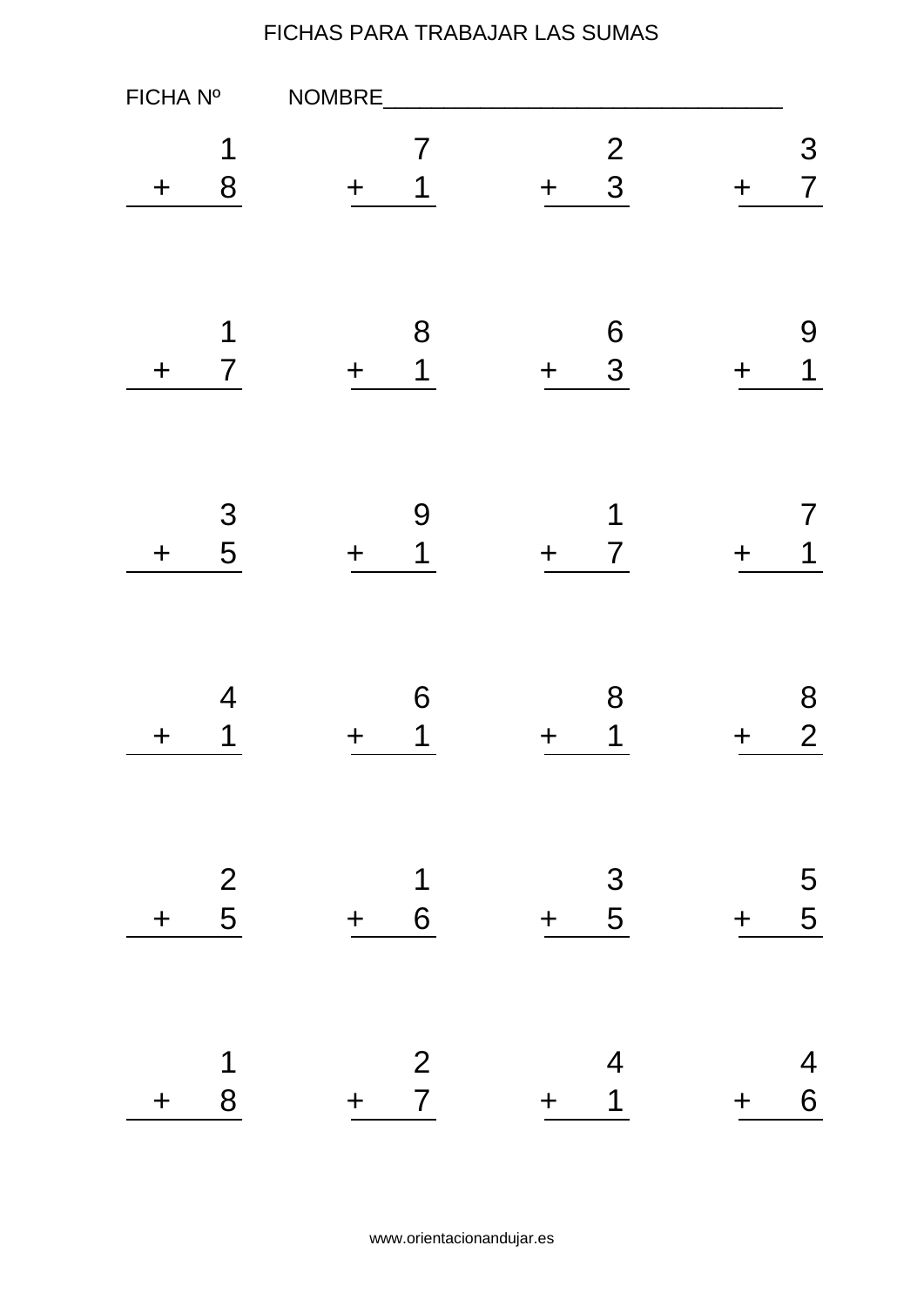FICHAS PARA TRABAJAR LAS SUMAS

FICHA Nº NOMBRE___________________________________

$$\begin{array}{r} 1 \\ +\ 8 \\ \hline \end{array} \qquad \begin{array}{r} 7 \\ +\ 1 \\ \hline \end{array} \qquad \begin{array}{r} 2 \\ +\ 3 \\ \hline \end{array} \qquad \begin{array}{r} 3 \\ +\ 7 \\ \hline \end{array}$$

$$\begin{array}{r} 1 \\ +\ 7 \\ \hline \end{array} \qquad \begin{array}{r} 8 \\ +\ 1 \\ \hline \end{array} \qquad \begin{array}{r} 6 \\ +\ 3 \\ \hline \end{array} \qquad \begin{array}{r} 9 \\ +\ 1 \\ \hline \end{array}$$

$$\begin{array}{r} 3 \\ +\ 5 \\ \hline \end{array} \qquad \begin{array}{r} 9 \\ +\ 1 \\ \hline \end{array} \qquad \begin{array}{r} 1 \\ +\ 7 \\ \hline \end{array} \qquad \begin{array}{r} 7 \\ +\ 1 \\ \hline \end{array}$$

$$\begin{array}{r} 4 \\ +\ 1 \\ \hline \end{array} \qquad \begin{array}{r} 6 \\ +\ 1 \\ \hline \end{array} \qquad \begin{array}{r} 8 \\ +\ 1 \\ \hline \end{array} \qquad \begin{array}{r} 8 \\ +\ 2 \\ \hline \end{array}$$

$$\begin{array}{r} 2 \\ +\ 5 \\ \hline \end{array} \qquad \begin{array}{r} 1 \\ +\ 6 \\ \hline \end{array} \qquad \begin{array}{r} 3 \\ +\ 5 \\ \hline \end{array} \qquad \begin{array}{r} 5 \\ +\ 5 \\ \hline \end{array}$$

$$\begin{array}{r} 1 \\ +\ 8 \\ \hline \end{array} \qquad \begin{array}{r} 2 \\ +\ 7 \\ \hline \end{array} \qquad \begin{array}{r} 4 \\ +\ 1 \\ \hline \end{array} \qquad \begin{array}{r} 4 \\ +\ 6 \\ \hline \end{array}$$

www.orientacionandujar.es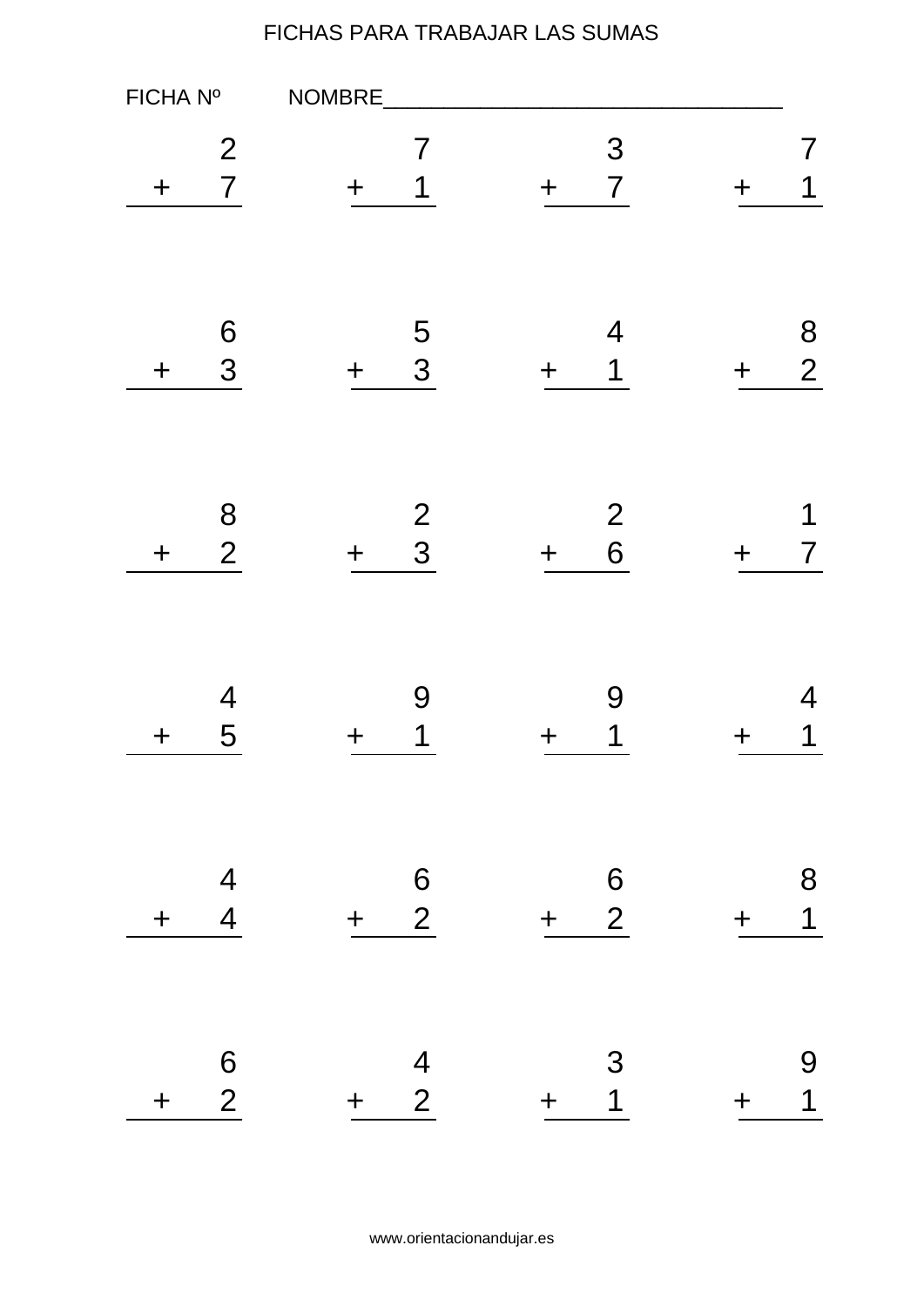FICHAS PARA TRABAJAR LAS SUMAS

FICHA Nº NOMBRE___________________________________

| | | | |
|---|---|---|---|
| $\begin{array}{r} 2 \\ +\ 7 \\ \hline \end{array}$ | $\begin{array}{r} 7 \\ +\ 1 \\ \hline \end{array}$ | $\begin{array}{r} 3 \\ +\ 7 \\ \hline \end{array}$ | $\begin{array}{r} 7 \\ +\ 1 \\ \hline \end{array}$ |
| $\begin{array}{r} 6 \\ +\ 3 \\ \hline \end{array}$ | $\begin{array}{r} 5 \\ +\ 3 \\ \hline \end{array}$ | $\begin{array}{r} 4 \\ +\ 1 \\ \hline \end{array}$ | $\begin{array}{r} 8 \\ +\ 2 \\ \hline \end{array}$ |
| $\begin{array}{r} 8 \\ +\ 2 \\ \hline \end{array}$ | $\begin{array}{r} 2 \\ +\ 3 \\ \hline \end{array}$ | $\begin{array}{r} 2 \\ +\ 6 \\ \hline \end{array}$ | $\begin{array}{r} 1 \\ +\ 7 \\ \hline \end{array}$ |
| $\begin{array}{r} 4 \\ +\ 5 \\ \hline \end{array}$ | $\begin{array}{r} 9 \\ +\ 1 \\ \hline \end{array}$ | $\begin{array}{r} 9 \\ +\ 1 \\ \hline \end{array}$ | $\begin{array}{r} 4 \\ +\ 1 \\ \hline \end{array}$ |
| $\begin{array}{r} 4 \\ +\ 4 \\ \hline \end{array}$ | $\begin{array}{r} 6 \\ +\ 2 \\ \hline \end{array}$ | $\begin{array}{r} 6 \\ +\ 2 \\ \hline \end{array}$ | $\begin{array}{r} 8 \\ +\ 1 \\ \hline \end{array}$ |
| $\begin{array}{r} 6 \\ +\ 2 \\ \hline \end{array}$ | $\begin{array}{r} 4 \\ +\ 2 \\ \hline \end{array}$ | $\begin{array}{r} 3 \\ +\ 1 \\ \hline \end{array}$ | $\begin{array}{r} 9 \\ +\ 1 \\ \hline \end{array}$ |

www.orientacionandujar.es